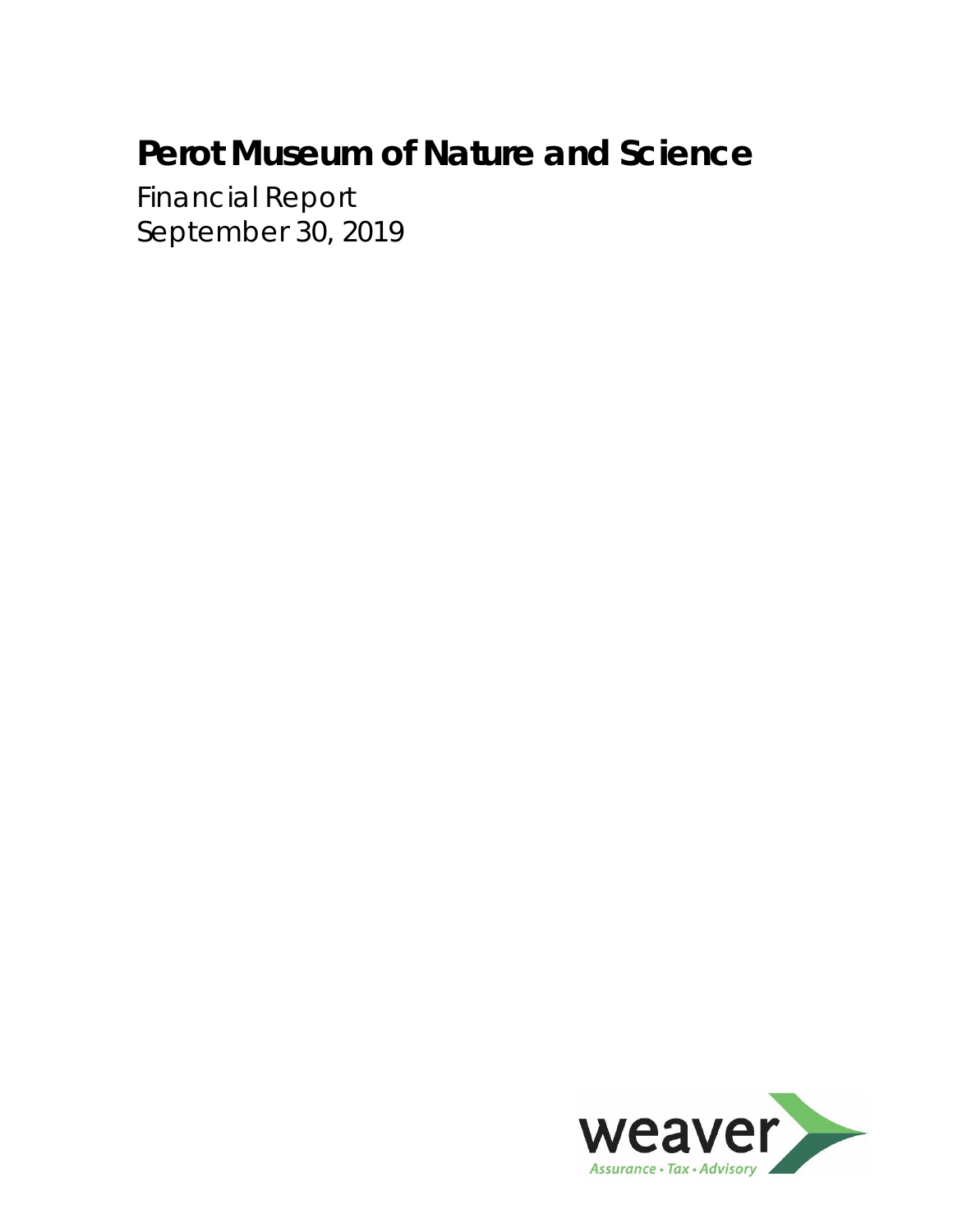# Perot Museum of Nature and Science

Financial Report
September 30, 2019

weaver
Assurance • Tax • Advisory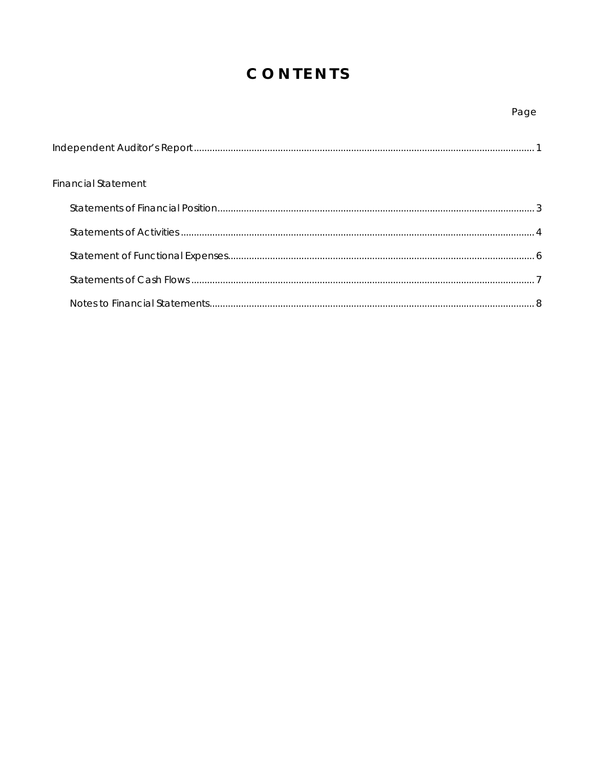# CONTENTS

| | Page |
|---|---|
| Independent Auditor's Report | 1 |
| **Financial Statement** | |
| Statements of Financial Position | 3 |
| Statements of Activities | 4 |
| Statement of Functional Expenses | 6 |
| Statements of Cash Flows | 7 |
| Notes to Financial Statements | 8 |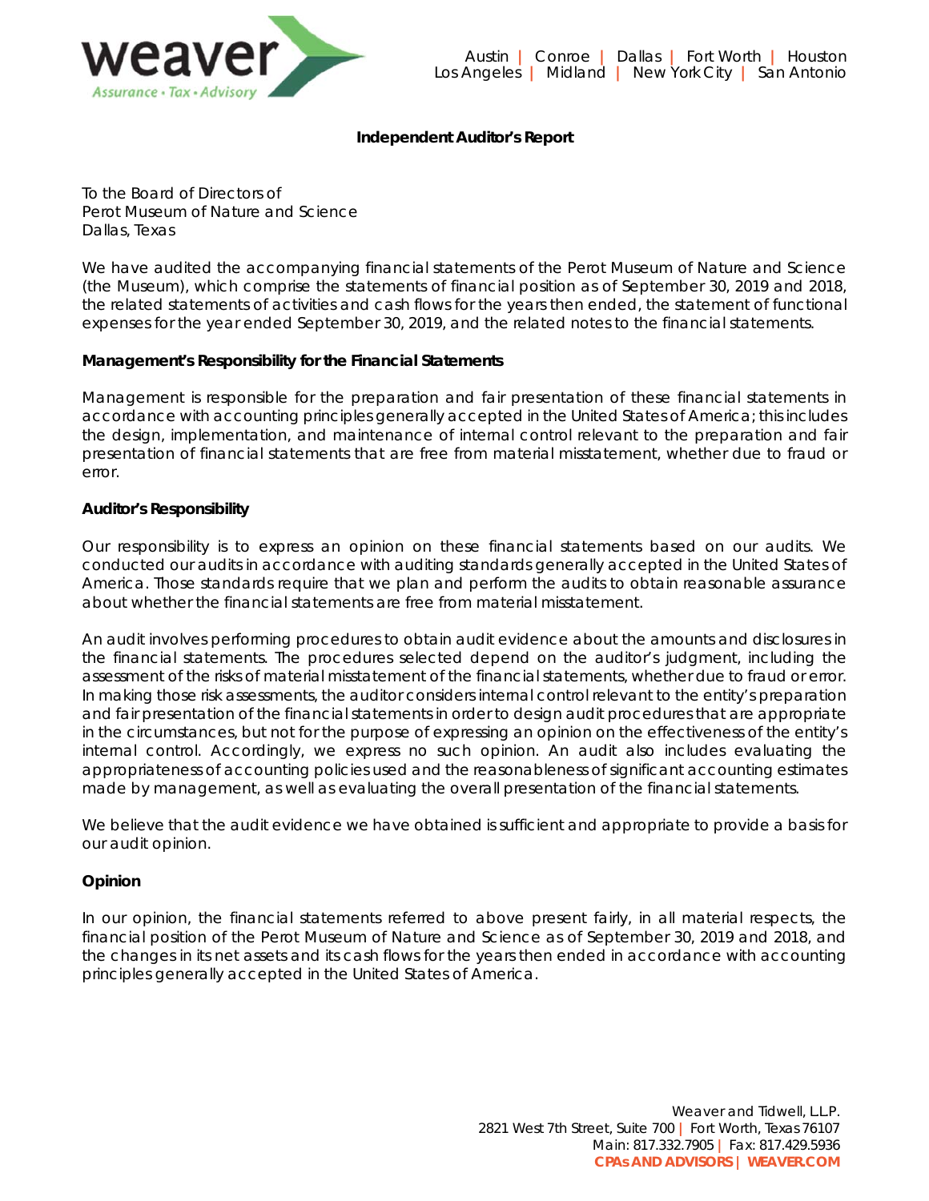Austin | Conroe | Dallas | Fort Worth | Houston
Los Angeles | Midland | New York City | San Antonio

## Independent Auditor's Report

To the Board of Directors of
Perot Museum of Nature and Science
Dallas, Texas

We have audited the accompanying financial statements of the Perot Museum of Nature and Science (the Museum), which comprise the statements of financial position as of September 30, 2019 and 2018, the related statements of activities and cash flows for the years then ended, the statement of functional expenses for the year ended September 30, 2019, and the related notes to the financial statements.

### Management's Responsibility for the Financial Statements

Management is responsible for the preparation and fair presentation of these financial statements in accordance with accounting principles generally accepted in the United States of America; this includes the design, implementation, and maintenance of internal control relevant to the preparation and fair presentation of financial statements that are free from material misstatement, whether due to fraud or error.

### Auditor's Responsibility

Our responsibility is to express an opinion on these financial statements based on our audits. We conducted our audits in accordance with auditing standards generally accepted in the United States of America. Those standards require that we plan and perform the audits to obtain reasonable assurance about whether the financial statements are free from material misstatement.

An audit involves performing procedures to obtain audit evidence about the amounts and disclosures in the financial statements. The procedures selected depend on the auditor's judgment, including the assessment of the risks of material misstatement of the financial statements, whether due to fraud or error. In making those risk assessments, the auditor considers internal control relevant to the entity's preparation and fair presentation of the financial statements in order to design audit procedures that are appropriate in the circumstances, but not for the purpose of expressing an opinion on the effectiveness of the entity's internal control. Accordingly, we express no such opinion. An audit also includes evaluating the appropriateness of accounting policies used and the reasonableness of significant accounting estimates made by management, as well as evaluating the overall presentation of the financial statements.

We believe that the audit evidence we have obtained is sufficient and appropriate to provide a basis for our audit opinion.

### Opinion

In our opinion, the financial statements referred to above present fairly, in all material respects, the financial position of the Perot Museum of Nature and Science as of September 30, 2019 and 2018, and the changes in its net assets and its cash flows for the years then ended in accordance with accounting principles generally accepted in the United States of America.

Weaver and Tidwell, L.L.P.
2821 West 7th Street, Suite 700 | Fort Worth, Texas 76107
Main: 817.332.7905 | Fax: 817.429.5936
**CPAs AND ADVISORS | WEAVER.COM**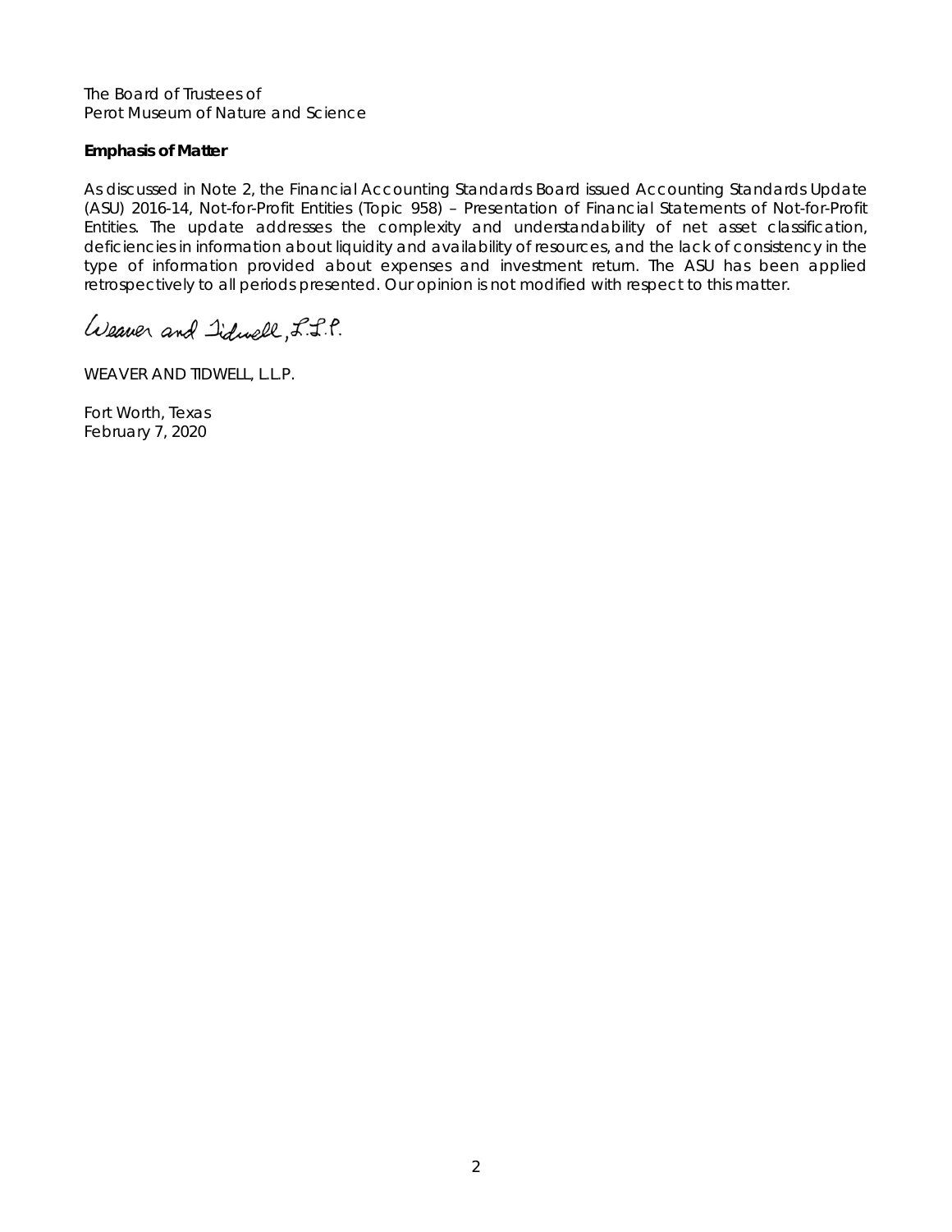The Board of Trustees of
Perot Museum of Nature and Science

**Emphasis of Matter**

As discussed in Note 2, the Financial Accounting Standards Board issued Accounting Standards Update (ASU) 2016-14, Not-for-Profit Entities (Topic 958) – Presentation of Financial Statements of Not-for-Profit Entities. The update addresses the complexity and understandability of net asset classification, deficiencies in information about liquidity and availability of resources, and the lack of consistency in the type of information provided about expenses and investment return. The ASU has been applied retrospectively to all periods presented. Our opinion is not modified with respect to this matter.

Weaver and Tidwell, L.L.P.

WEAVER AND TIDWELL, L.L.P.

Fort Worth, Texas
February 7, 2020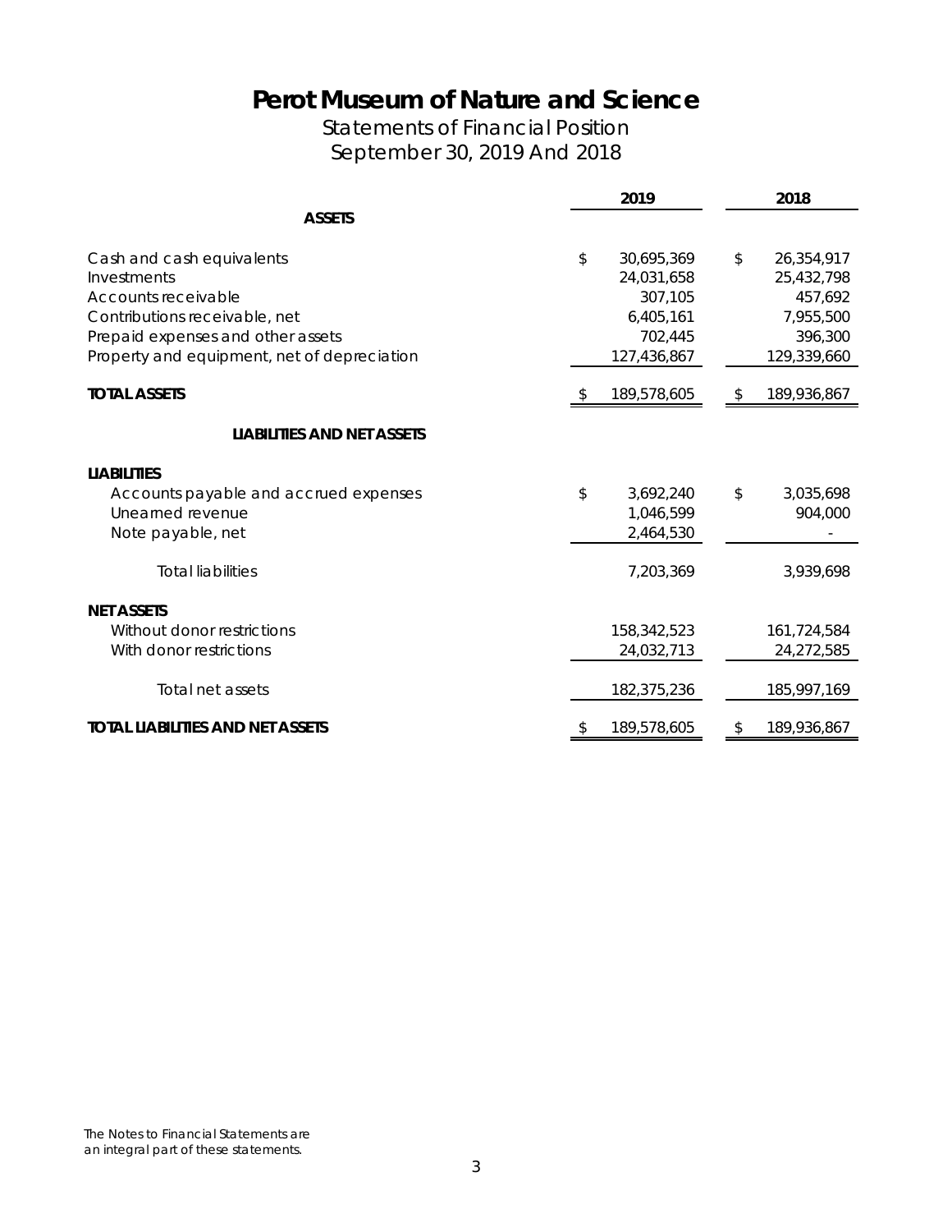# Perot Museum of Nature and Science

## Statements of Financial Position
## September 30, 2019 And 2018

| | 2019 | 2018 |
|---|---|---|
| **ASSETS** | | |
| Cash and cash equivalents | $ 30,695,369 | $ 26,354,917 |
| Investments | 24,031,658 | 25,432,798 |
| Accounts receivable | 307,105 | 457,692 |
| Contributions receivable, net | 6,405,161 | 7,955,500 |
| Prepaid expenses and other assets | 702,445 | 396,300 |
| Property and equipment, net of depreciation | 127,436,867 | 129,339,660 |
| **TOTAL ASSETS** | $ 189,578,605 | $ 189,936,867 |
| **LIABILITIES AND NET ASSETS** | | |
| **LIABILITIES** | | |
| Accounts payable and accrued expenses | $ 3,692,240 | $ 3,035,698 |
| Unearned revenue | 1,046,599 | 904,000 |
| Note payable, net | 2,464,530 | - |
| Total liabilities | 7,203,369 | 3,939,698 |
| **NET ASSETS** | | |
| Without donor restrictions | 158,342,523 | 161,724,584 |
| With donor restrictions | 24,032,713 | 24,272,585 |
| Total net assets | 182,375,236 | 185,997,169 |
| **TOTAL LIABILITIES AND NET ASSETS** | $ 189,578,605 | $ 189,936,867 |

The Notes to Financial Statements are an integral part of these statements.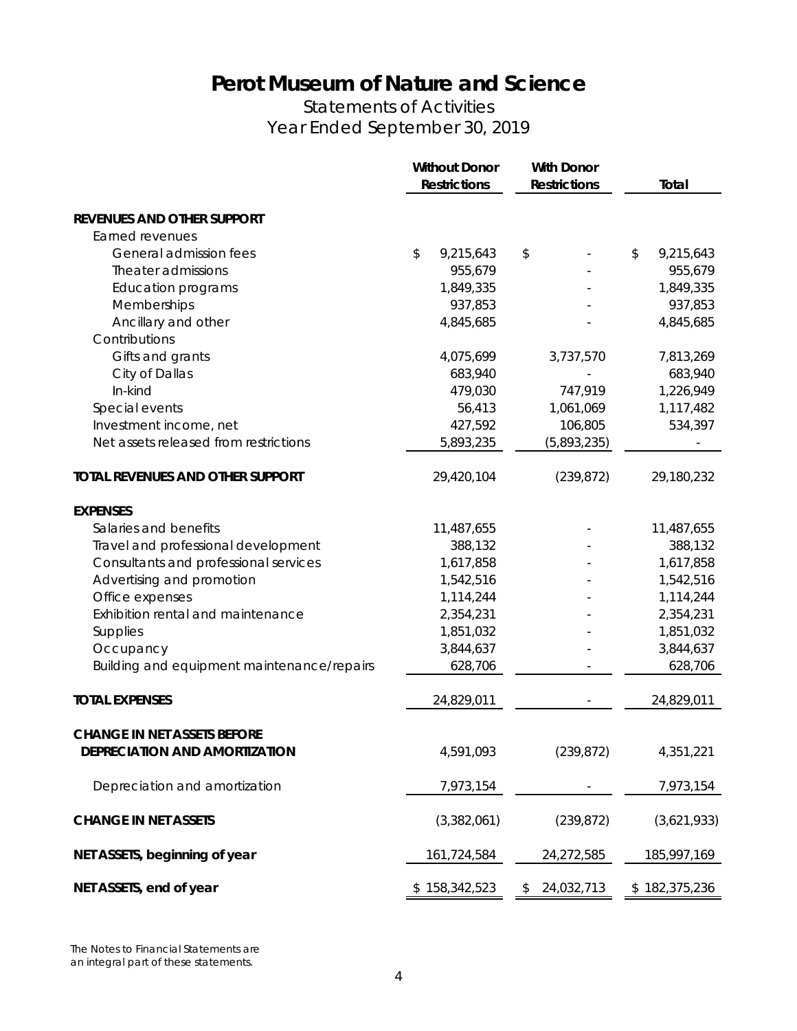# Perot Museum of Nature and Science

Statements of Activities

Year Ended September 30, 2019

| | Without Donor Restrictions | With Donor Restrictions | Total |
|---|---|---|---|
| **REVENUES AND OTHER SUPPORT** | | | |
| Earned revenues | | | |
| General admission fees | $ 9,215,643 | $ - | $ 9,215,643 |
| Theater admissions | 955,679 | - | 955,679 |
| Education programs | 1,849,335 | - | 1,849,335 |
| Memberships | 937,853 | - | 937,853 |
| Ancillary and other | 4,845,685 | - | 4,845,685 |
| Contributions | | | |
| Gifts and grants | 4,075,699 | 3,737,570 | 7,813,269 |
| City of Dallas | 683,940 | - | 683,940 |
| In-kind | 479,030 | 747,919 | 1,226,949 |
| Special events | 56,413 | 1,061,069 | 1,117,482 |
| Investment income, net | 427,592 | 106,805 | 534,397 |
| Net assets released from restrictions | 5,893,235 | (5,893,235) | - |
| **TOTAL REVENUES AND OTHER SUPPORT** | 29,420,104 | (239,872) | 29,180,232 |
| **EXPENSES** | | | |
| Salaries and benefits | 11,487,655 | - | 11,487,655 |
| Travel and professional development | 388,132 | - | 388,132 |
| Consultants and professional services | 1,617,858 | - | 1,617,858 |
| Advertising and promotion | 1,542,516 | - | 1,542,516 |
| Office expenses | 1,114,244 | - | 1,114,244 |
| Exhibition rental and maintenance | 2,354,231 | - | 2,354,231 |
| Supplies | 1,851,032 | - | 1,851,032 |
| Occupancy | 3,844,637 | - | 3,844,637 |
| Building and equipment maintenance/repairs | 628,706 | - | 628,706 |
| **TOTAL EXPENSES** | 24,829,011 | - | 24,829,011 |
| **CHANGE IN NET ASSETS BEFORE DEPRECIATION AND AMORTIZATION** | 4,591,093 | (239,872) | 4,351,221 |
| Depreciation and amortization | 7,973,154 | - | 7,973,154 |
| **CHANGE IN NET ASSETS** | (3,382,061) | (239,872) | (3,621,933) |
| **NET ASSETS, beginning of year** | 161,724,584 | 24,272,585 | 185,997,169 |
| **NET ASSETS, end of year** | $ 158,342,523 | $ 24,032,713 | $ 182,375,236 |

The Notes to Financial Statements are an integral part of these statements.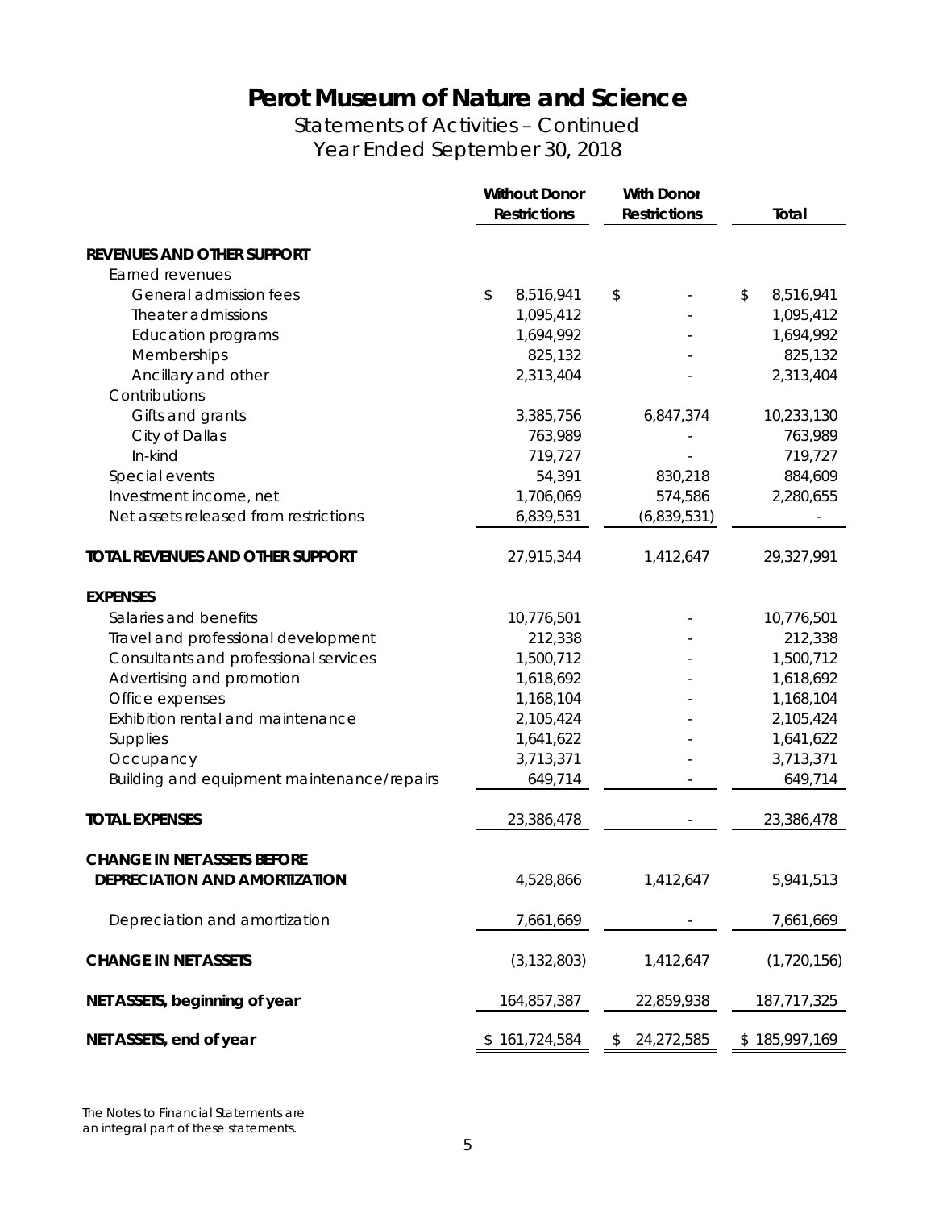# Perot Museum of Nature and Science

Statements of Activities – Continued
Year Ended September 30, 2018

| | Without Donor Restrictions | With Donor Restrictions | Total |
|---|---|---|---|
| **REVENUES AND OTHER SUPPORT** | | | |
| Earned revenues | | | |
| General admission fees | $ 8,516,941 | $ - | $ 8,516,941 |
| Theater admissions | 1,095,412 | - | 1,095,412 |
| Education programs | 1,694,992 | - | 1,694,992 |
| Memberships | 825,132 | - | 825,132 |
| Ancillary and other | 2,313,404 | - | 2,313,404 |
| Contributions | | | |
| Gifts and grants | 3,385,756 | 6,847,374 | 10,233,130 |
| City of Dallas | 763,989 | - | 763,989 |
| In-kind | 719,727 | - | 719,727 |
| Special events | 54,391 | 830,218 | 884,609 |
| Investment income, net | 1,706,069 | 574,586 | 2,280,655 |
| Net assets released from restrictions | 6,839,531 | (6,839,531) | - |
| **TOTAL REVENUES AND OTHER SUPPORT** | 27,915,344 | 1,412,647 | 29,327,991 |
| **EXPENSES** | | | |
| Salaries and benefits | 10,776,501 | - | 10,776,501 |
| Travel and professional development | 212,338 | - | 212,338 |
| Consultants and professional services | 1,500,712 | - | 1,500,712 |
| Advertising and promotion | 1,618,692 | - | 1,618,692 |
| Office expenses | 1,168,104 | - | 1,168,104 |
| Exhibition rental and maintenance | 2,105,424 | - | 2,105,424 |
| Supplies | 1,641,622 | - | 1,641,622 |
| Occupancy | 3,713,371 | - | 3,713,371 |
| Building and equipment maintenance/repairs | 649,714 | - | 649,714 |
| **TOTAL EXPENSES** | 23,386,478 | - | 23,386,478 |
| **CHANGE IN NET ASSETS BEFORE DEPRECIATION AND AMORTIZATION** | 4,528,866 | 1,412,647 | 5,941,513 |
| Depreciation and amortization | 7,661,669 | - | 7,661,669 |
| **CHANGE IN NET ASSETS** | (3,132,803) | 1,412,647 | (1,720,156) |
| **NET ASSETS, beginning of year** | 164,857,387 | 22,859,938 | 187,717,325 |
| **NET ASSETS, end of year** | $ 161,724,584 | $ 24,272,585 | $ 185,997,169 |

The Notes to Financial Statements are an integral part of these statements.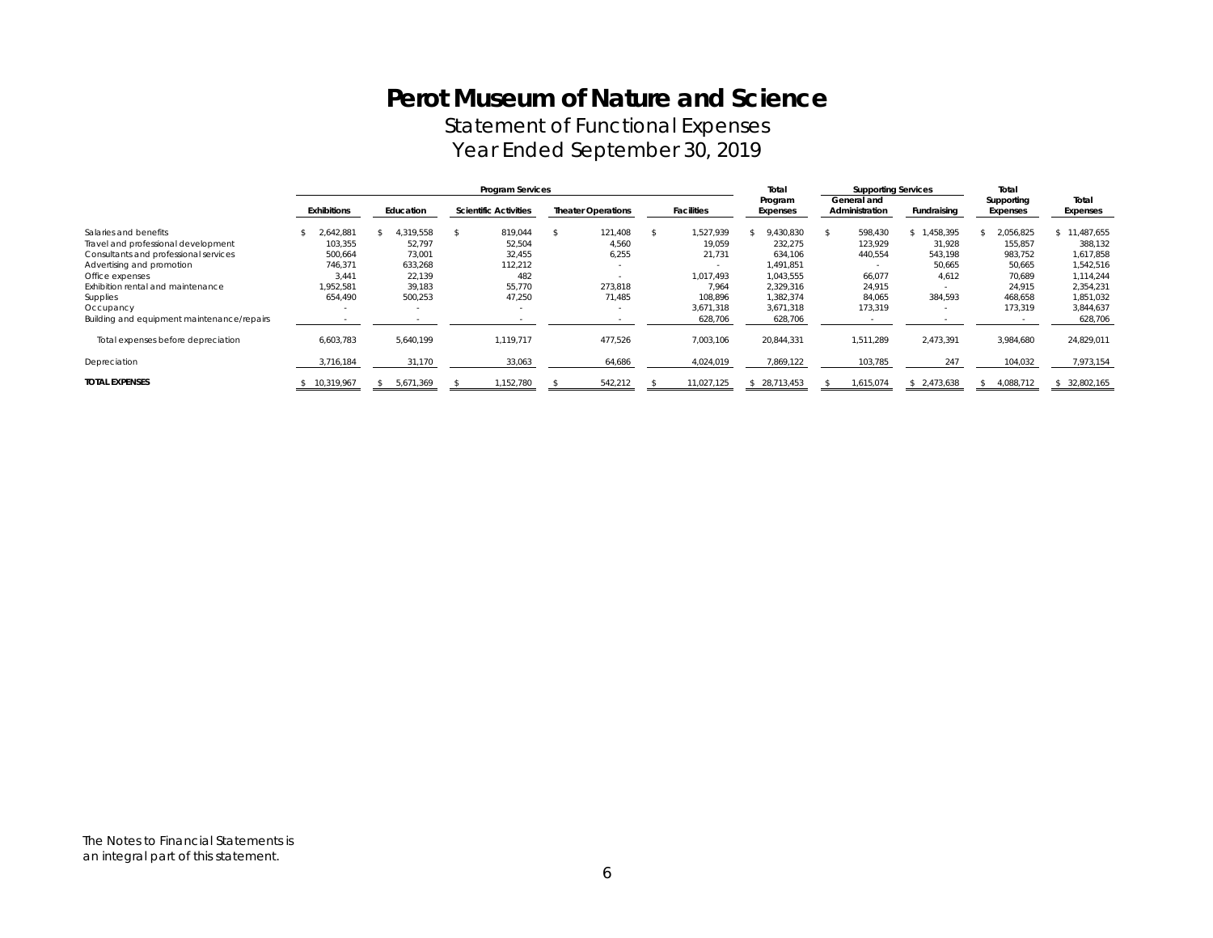# Perot Museum of Nature and Science

## Statement of Functional Expenses

## Year Ended September 30, 2019

| | Program Services | | | | | Total | Supporting Services | | Total | |
|---|---|---|---|---|---|---|---|---|---|---|
| | Exhibitions | Education | Scientific Activities | Theater Operations | Facilities | Program Expenses | General and Administration | Fundraising | Supporting Expenses | Total Expenses |
| Salaries and benefits | $ 2,642,881 | $ 4,319,558 | $ 819,044 | $ 121,408 | $ 1,527,939 | $ 9,430,830 | $ 598,430 | $ 1,458,395 | $ 2,056,825 | $ 11,487,655 |
| Travel and professional development | 103,355 | 52,797 | 52,504 | 4,560 | 19,059 | 232,275 | 123,929 | 31,928 | 155,857 | 388,132 |
| Consultants and professional services | 500,664 | 73,001 | 32,455 | 6,255 | 21,731 | 634,106 | 440,554 | 543,198 | 983,752 | 1,617,858 |
| Advertising and promotion | 746,371 | 633,268 | 112,212 | - | - | 1,491,851 | - | 50,665 | 50,665 | 1,542,516 |
| Office expenses | 3,441 | 22,139 | 482 | - | 1,017,493 | 1,043,555 | 66,077 | 4,612 | 70,689 | 1,114,244 |
| Exhibition rental and maintenance | 1,952,581 | 39,183 | 55,770 | 273,818 | 7,964 | 2,329,316 | 24,915 | - | 24,915 | 2,354,231 |
| Supplies | 654,490 | 500,253 | 47,250 | 71,485 | 108,896 | 1,382,374 | 84,065 | 384,593 | 468,658 | 1,851,032 |
| Occupancy | - | - | - | - | 3,671,318 | 3,671,318 | 173,319 | - | 173,319 | 3,844,637 |
| Building and equipment maintenance/repairs | - | - | - | - | 628,706 | 628,706 | - | - | - | 628,706 |
| Total expenses before depreciation | 6,603,783 | 5,640,199 | 1,119,717 | 477,526 | 7,003,106 | 20,844,331 | 1,511,289 | 2,473,391 | 3,984,680 | 24,829,011 |
| Depreciation | 3,716,184 | 31,170 | 33,063 | 64,686 | 4,024,019 | 7,869,122 | 103,785 | 247 | 104,032 | 7,973,154 |
| **TOTAL EXPENSES** | $ 10,319,967 | $ 5,671,369 | $ 1,152,780 | $ 542,212 | $ 11,027,125 | $ 28,713,453 | $ 1,615,074 | $ 2,473,638 | $ 4,088,712 | $ 32,802,165 |

The Notes to Financial Statements is an integral part of this statement.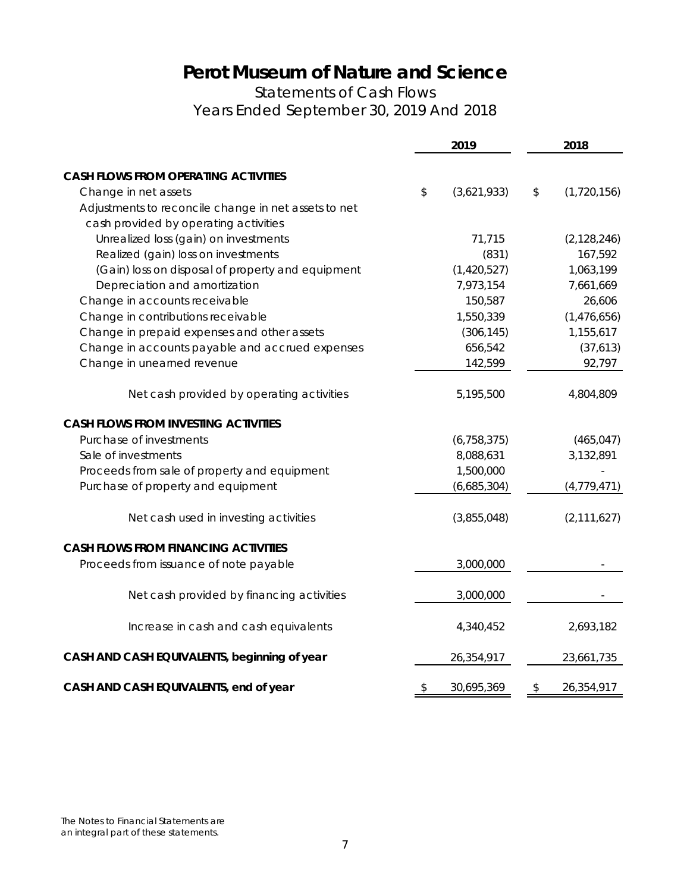# Perot Museum of Nature and Science

## Statements of Cash Flows

## Years Ended September 30, 2019 And 2018

| | 2019 | 2018 |
|---|---|---|
| **CASH FLOWS FROM OPERATING ACTIVITIES** | | |
| Change in net assets | $ (3,621,933) | $ (1,720,156) |
| Adjustments to reconcile change in net assets to net cash provided by operating activities | | |
| Unrealized loss (gain) on investments | 71,715 | (2,128,246) |
| Realized (gain) loss on investments | (831) | 167,592 |
| (Gain) loss on disposal of property and equipment | (1,420,527) | 1,063,199 |
| Depreciation and amortization | 7,973,154 | 7,661,669 |
| Change in accounts receivable | 150,587 | 26,606 |
| Change in contributions receivable | 1,550,339 | (1,476,656) |
| Change in prepaid expenses and other assets | (306,145) | 1,155,617 |
| Change in accounts payable and accrued expenses | 656,542 | (37,613) |
| Change in unearned revenue | 142,599 | 92,797 |
| Net cash provided by operating activities | 5,195,500 | 4,804,809 |
| **CASH FLOWS FROM INVESTING ACTIVITIES** | | |
| Purchase of investments | (6,758,375) | (465,047) |
| Sale of investments | 8,088,631 | 3,132,891 |
| Proceeds from sale of property and equipment | 1,500,000 | - |
| Purchase of property and equipment | (6,685,304) | (4,779,471) |
| Net cash used in investing activities | (3,855,048) | (2,111,627) |
| **CASH FLOWS FROM FINANCING ACTIVITIES** | | |
| Proceeds from issuance of note payable | 3,000,000 | - |
| Net cash provided by financing activities | 3,000,000 | - |
| Increase in cash and cash equivalents | 4,340,452 | 2,693,182 |
| **CASH AND CASH EQUIVALENTS, beginning of year** | 26,354,917 | 23,661,735 |
| **CASH AND CASH EQUIVALENTS, end of year** | $ 30,695,369 | $ 26,354,917 |

The Notes to Financial Statements are an integral part of these statements.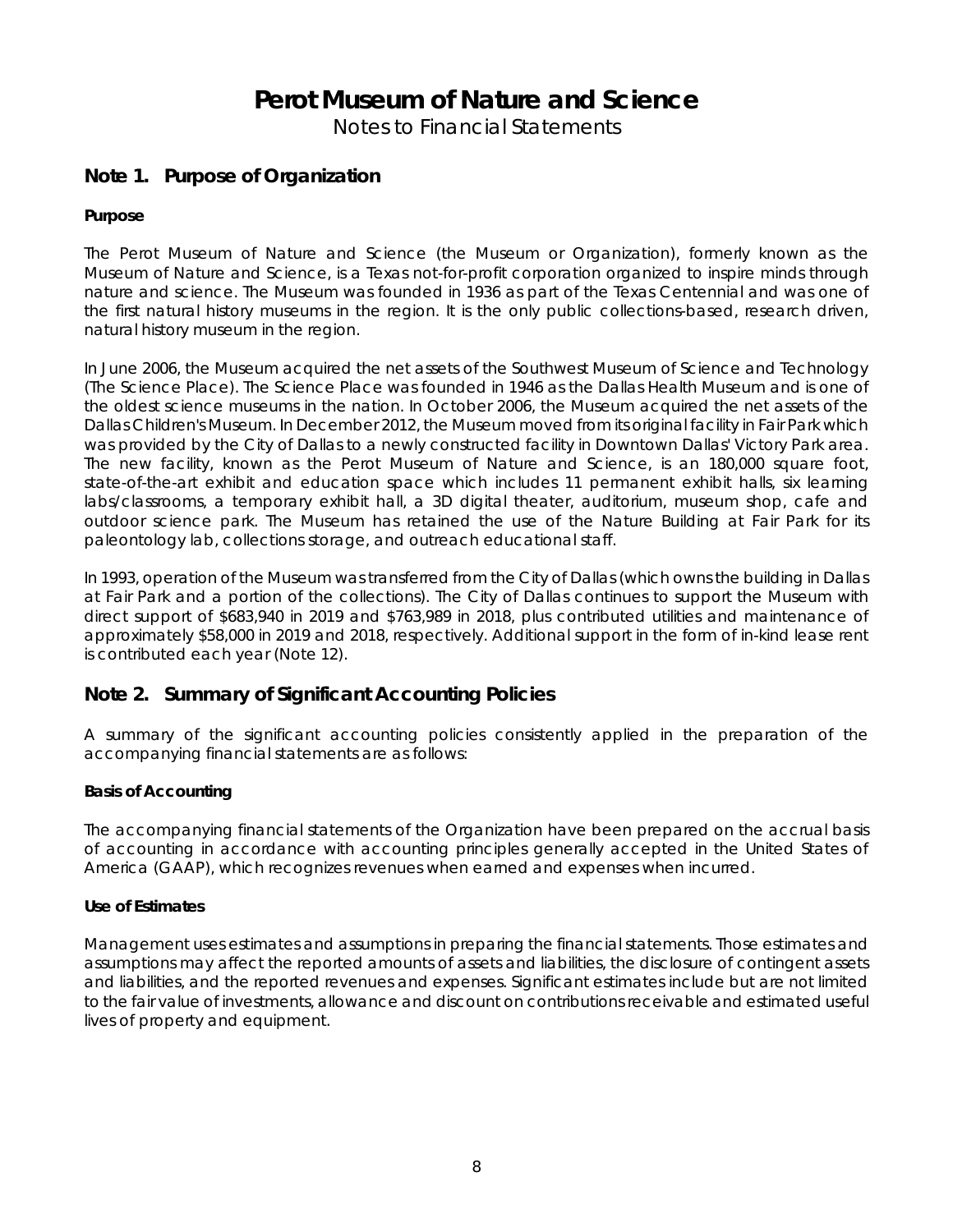# Perot Museum of Nature and Science

Notes to Financial Statements

## Note 1. Purpose of Organization

### Purpose

The Perot Museum of Nature and Science (the Museum or Organization), formerly known as the Museum of Nature and Science, is a Texas not-for-profit corporation organized to inspire minds through nature and science. The Museum was founded in 1936 as part of the Texas Centennial and was one of the first natural history museums in the region. It is the only public collections-based, research driven, natural history museum in the region.

In June 2006, the Museum acquired the net assets of the Southwest Museum of Science and Technology (The Science Place). The Science Place was founded in 1946 as the Dallas Health Museum and is one of the oldest science museums in the nation. In October 2006, the Museum acquired the net assets of the Dallas Children's Museum. In December 2012, the Museum moved from its original facility in Fair Park which was provided by the City of Dallas to a newly constructed facility in Downtown Dallas' Victory Park area. The new facility, known as the Perot Museum of Nature and Science, is an 180,000 square foot, state-of-the-art exhibit and education space which includes 11 permanent exhibit halls, six learning labs/classrooms, a temporary exhibit hall, a 3D digital theater, auditorium, museum shop, cafe and outdoor science park. The Museum has retained the use of the Nature Building at Fair Park for its paleontology lab, collections storage, and outreach educational staff.

In 1993, operation of the Museum was transferred from the City of Dallas (which owns the building in Dallas at Fair Park and a portion of the collections). The City of Dallas continues to support the Museum with direct support of $683,940 in 2019 and $763,989 in 2018, plus contributed utilities and maintenance of approximately $58,000 in 2019 and 2018, respectively. Additional support in the form of in-kind lease rent is contributed each year (Note 12).

## Note 2. Summary of Significant Accounting Policies

A summary of the significant accounting policies consistently applied in the preparation of the accompanying financial statements are as follows:

### Basis of Accounting

The accompanying financial statements of the Organization have been prepared on the accrual basis of accounting in accordance with accounting principles generally accepted in the United States of America (GAAP), which recognizes revenues when earned and expenses when incurred.

### Use of Estimates

Management uses estimates and assumptions in preparing the financial statements. Those estimates and assumptions may affect the reported amounts of assets and liabilities, the disclosure of contingent assets and liabilities, and the reported revenues and expenses. Significant estimates include but are not limited to the fair value of investments, allowance and discount on contributions receivable and estimated useful lives of property and equipment.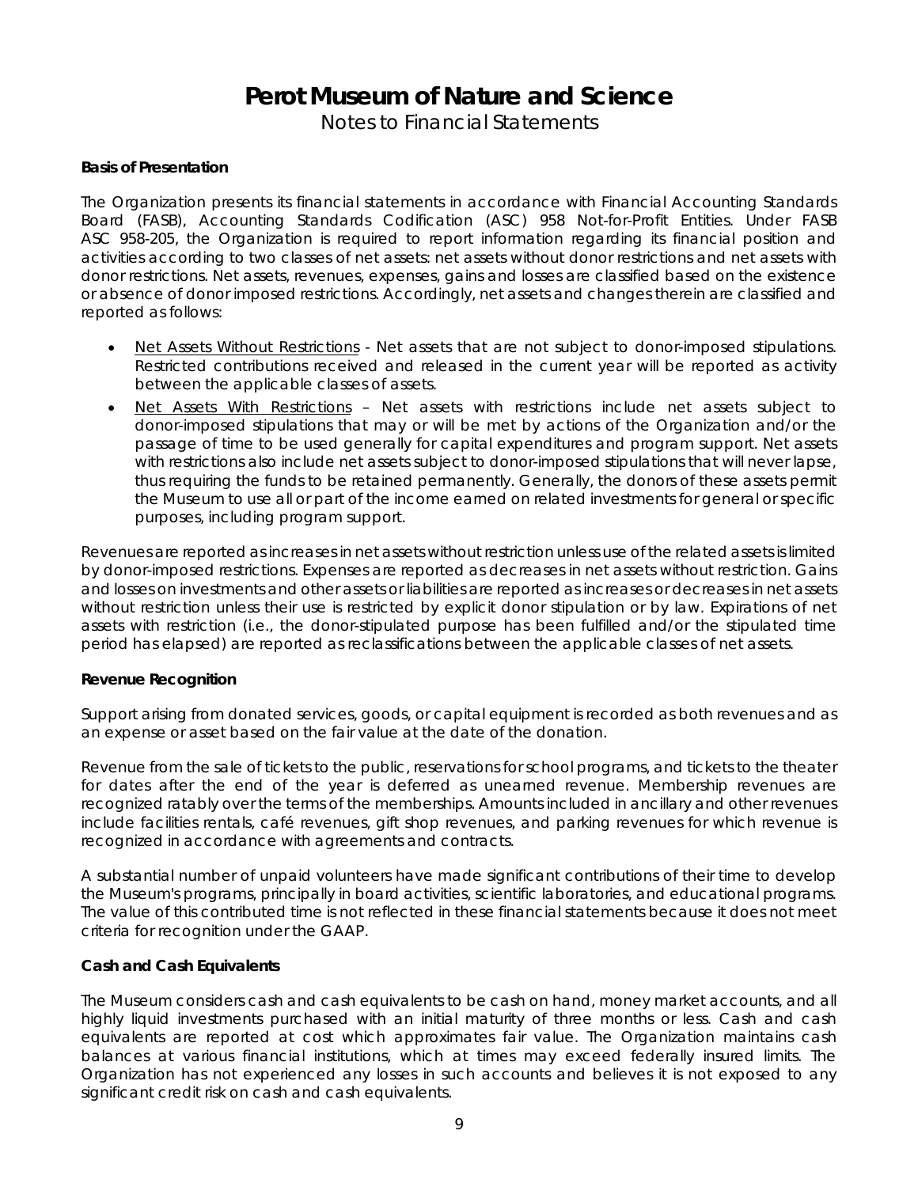# Perot Museum of Nature and Science

Notes to Financial Statements

**Basis of Presentation**

The Organization presents its financial statements in accordance with Financial Accounting Standards Board (FASB), Accounting Standards Codification (ASC) 958 Not-for-Profit Entities. Under FASB ASC 958-205, the Organization is required to report information regarding its financial position and activities according to two classes of net assets: net assets without donor restrictions and net assets with donor restrictions. Net assets, revenues, expenses, gains and losses are classified based on the existence or absence of donor imposed restrictions. Accordingly, net assets and changes therein are classified and reported as follows:

- <u>Net Assets Without Restrictions</u> - Net assets that are not subject to donor-imposed stipulations. Restricted contributions received and released in the current year will be reported as activity between the applicable classes of assets.
- <u>Net Assets With Restrictions</u> – Net assets with restrictions include net assets subject to donor-imposed stipulations that may or will be met by actions of the Organization and/or the passage of time to be used generally for capital expenditures and program support. Net assets with restrictions also include net assets subject to donor-imposed stipulations that will never lapse, thus requiring the funds to be retained permanently. Generally, the donors of these assets permit the Museum to use all or part of the income earned on related investments for general or specific purposes, including program support.

Revenues are reported as increases in net assets without restriction unless use of the related assets is limited by donor-imposed restrictions. Expenses are reported as decreases in net assets without restriction. Gains and losses on investments and other assets or liabilities are reported as increases or decreases in net assets without restriction unless their use is restricted by explicit donor stipulation or by law. Expirations of net assets with restriction (i.e., the donor-stipulated purpose has been fulfilled and/or the stipulated time period has elapsed) are reported as reclassifications between the applicable classes of net assets.

**Revenue Recognition**

Support arising from donated services, goods, or capital equipment is recorded as both revenues and as an expense or asset based on the fair value at the date of the donation.

Revenue from the sale of tickets to the public, reservations for school programs, and tickets to the theater for dates after the end of the year is deferred as unearned revenue. Membership revenues are recognized ratably over the terms of the memberships. Amounts included in ancillary and other revenues include facilities rentals, café revenues, gift shop revenues, and parking revenues for which revenue is recognized in accordance with agreements and contracts.

A substantial number of unpaid volunteers have made significant contributions of their time to develop the Museum's programs, principally in board activities, scientific laboratories, and educational programs. The value of this contributed time is not reflected in these financial statements because it does not meet criteria for recognition under the GAAP.

**Cash and Cash Equivalents**

The Museum considers cash and cash equivalents to be cash on hand, money market accounts, and all highly liquid investments purchased with an initial maturity of three months or less. Cash and cash equivalents are reported at cost which approximates fair value. The Organization maintains cash balances at various financial institutions, which at times may exceed federally insured limits. The Organization has not experienced any losses in such accounts and believes it is not exposed to any significant credit risk on cash and cash equivalents.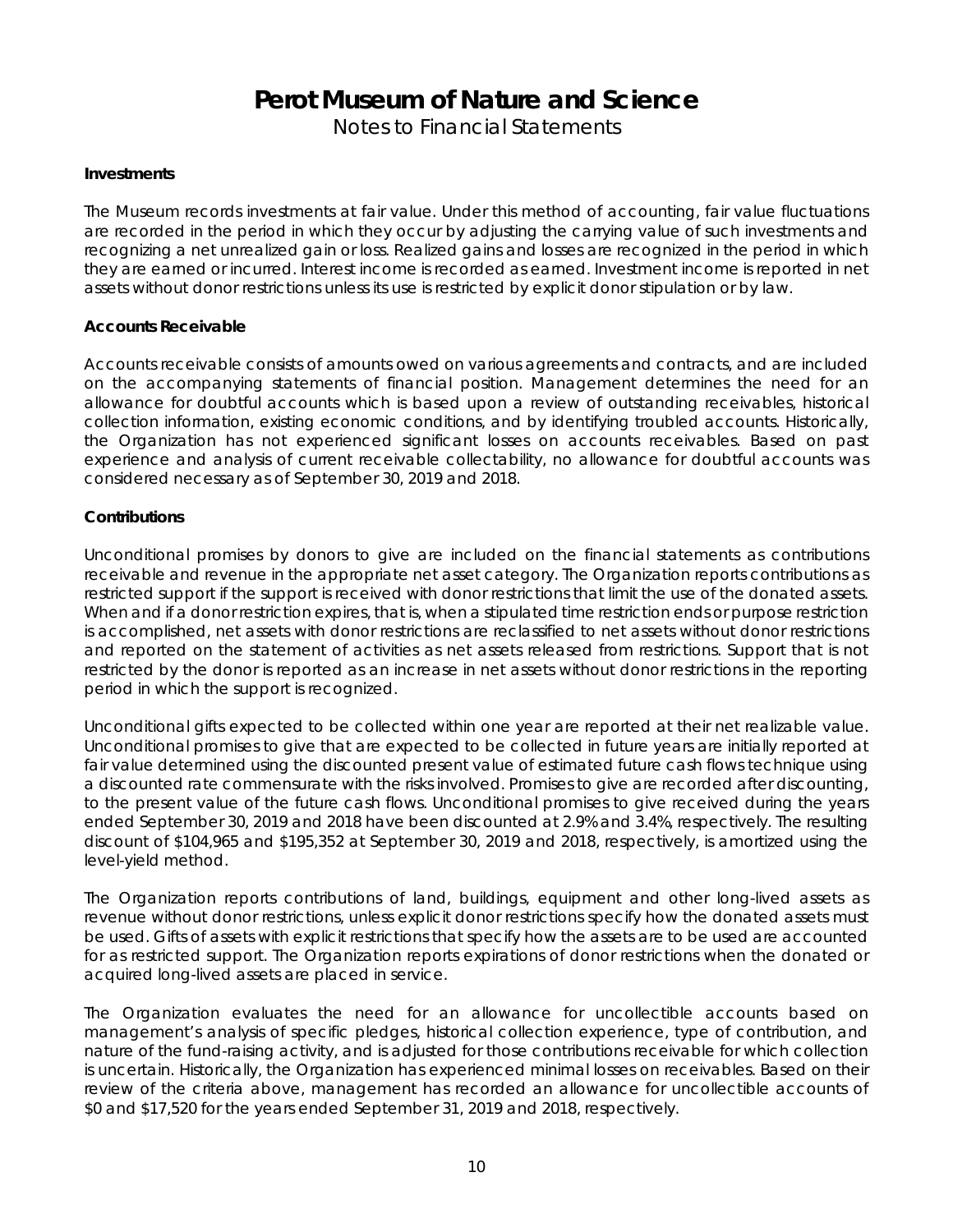# Perot Museum of Nature and Science

Notes to Financial Statements

### Investments

The Museum records investments at fair value. Under this method of accounting, fair value fluctuations are recorded in the period in which they occur by adjusting the carrying value of such investments and recognizing a net unrealized gain or loss. Realized gains and losses are recognized in the period in which they are earned or incurred. Interest income is recorded as earned. Investment income is reported in net assets without donor restrictions unless its use is restricted by explicit donor stipulation or by law.

### Accounts Receivable

Accounts receivable consists of amounts owed on various agreements and contracts, and are included on the accompanying statements of financial position. Management determines the need for an allowance for doubtful accounts which is based upon a review of outstanding receivables, historical collection information, existing economic conditions, and by identifying troubled accounts. Historically, the Organization has not experienced significant losses on accounts receivables. Based on past experience and analysis of current receivable collectability, no allowance for doubtful accounts was considered necessary as of September 30, 2019 and 2018.

### Contributions

Unconditional promises by donors to give are included on the financial statements as contributions receivable and revenue in the appropriate net asset category. The Organization reports contributions as restricted support if the support is received with donor restrictions that limit the use of the donated assets. When and if a donor restriction expires, that is, when a stipulated time restriction ends or purpose restriction is accomplished, net assets with donor restrictions are reclassified to net assets without donor restrictions and reported on the statement of activities as net assets released from restrictions. Support that is not restricted by the donor is reported as an increase in net assets without donor restrictions in the reporting period in which the support is recognized.

Unconditional gifts expected to be collected within one year are reported at their net realizable value. Unconditional promises to give that are expected to be collected in future years are initially reported at fair value determined using the discounted present value of estimated future cash flows technique using a discounted rate commensurate with the risks involved. Promises to give are recorded after discounting, to the present value of the future cash flows. Unconditional promises to give received during the years ended September 30, 2019 and 2018 have been discounted at 2.9% and 3.4%, respectively. The resulting discount of $104,965 and $195,352 at September 30, 2019 and 2018, respectively, is amortized using the level-yield method.

The Organization reports contributions of land, buildings, equipment and other long-lived assets as revenue without donor restrictions, unless explicit donor restrictions specify how the donated assets must be used. Gifts of assets with explicit restrictions that specify how the assets are to be used are accounted for as restricted support. The Organization reports expirations of donor restrictions when the donated or acquired long-lived assets are placed in service.

The Organization evaluates the need for an allowance for uncollectible accounts based on management's analysis of specific pledges, historical collection experience, type of contribution, and nature of the fund-raising activity, and is adjusted for those contributions receivable for which collection is uncertain. Historically, the Organization has experienced minimal losses on receivables. Based on their review of the criteria above, management has recorded an allowance for uncollectible accounts of $0 and $17,520 for the years ended September 31, 2019 and 2018, respectively.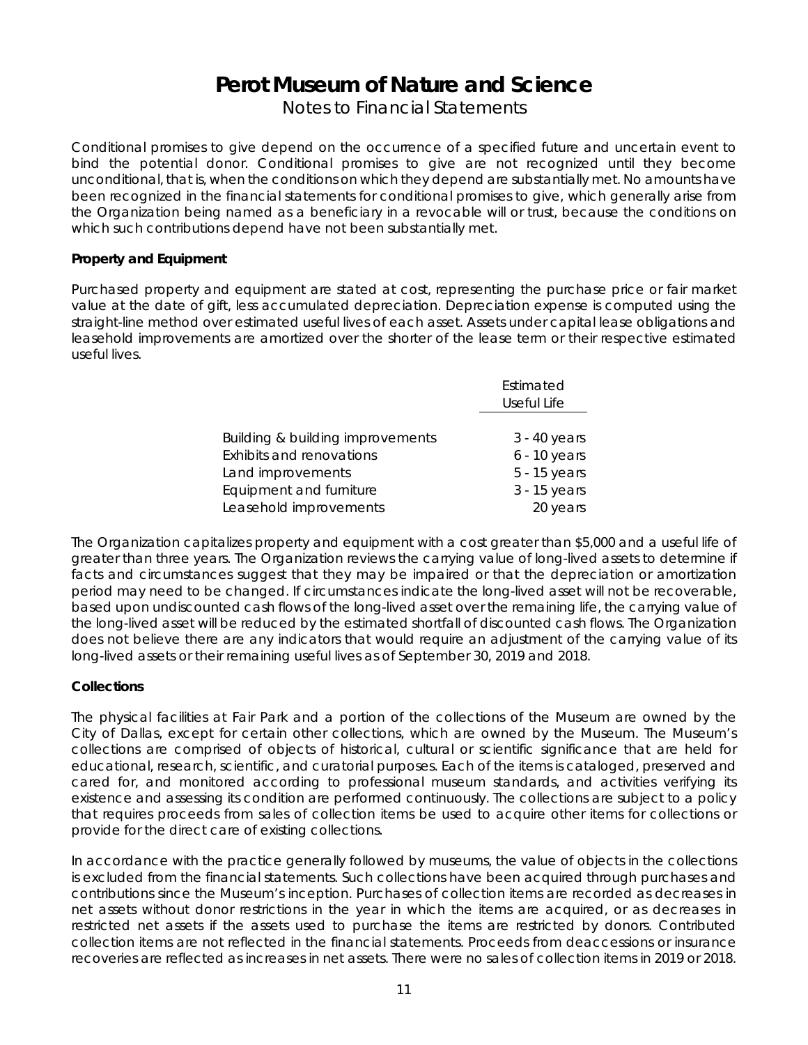Conditional promises to give depend on the occurrence of a specified future and uncertain event to bind the potential donor. Conditional promises to give are not recognized until they become unconditional, that is, when the conditions on which they depend are substantially met. No amounts have been recognized in the financial statements for conditional promises to give, which generally arise from the Organization being named as a beneficiary in a revocable will or trust, because the conditions on which such contributions depend have not been substantially met.

**Property and Equipment**

Purchased property and equipment are stated at cost, representing the purchase price or fair market value at the date of gift, less accumulated depreciation. Depreciation expense is computed using the straight-line method over estimated useful lives of each asset. Assets under capital lease obligations and leasehold improvements are amortized over the shorter of the lease term or their respective estimated useful lives.

| | Estimated Useful Life |
|---|---|
| Building & building improvements | 3 - 40 years |
| Exhibits and renovations | 6 - 10 years |
| Land improvements | 5 - 15 years |
| Equipment and furniture | 3 - 15 years |
| Leasehold improvements | 20 years |

The Organization capitalizes property and equipment with a cost greater than $5,000 and a useful life of greater than three years. The Organization reviews the carrying value of long-lived assets to determine if facts and circumstances suggest that they may be impaired or that the depreciation or amortization period may need to be changed. If circumstances indicate the long-lived asset will not be recoverable, based upon undiscounted cash flows of the long-lived asset over the remaining life, the carrying value of the long-lived asset will be reduced by the estimated shortfall of discounted cash flows. The Organization does not believe there are any indicators that would require an adjustment of the carrying value of its long-lived assets or their remaining useful lives as of September 30, 2019 and 2018.

**Collections**

The physical facilities at Fair Park and a portion of the collections of the Museum are owned by the City of Dallas, except for certain other collections, which are owned by the Museum. The Museum's collections are comprised of objects of historical, cultural or scientific significance that are held for educational, research, scientific, and curatorial purposes. Each of the items is cataloged, preserved and cared for, and monitored according to professional museum standards, and activities verifying its existence and assessing its condition are performed continuously. The collections are subject to a policy that requires proceeds from sales of collection items be used to acquire other items for collections or provide for the direct care of existing collections.

In accordance with the practice generally followed by museums, the value of objects in the collections is excluded from the financial statements. Such collections have been acquired through purchases and contributions since the Museum's inception. Purchases of collection items are recorded as decreases in net assets without donor restrictions in the year in which the items are acquired, or as decreases in restricted net assets if the assets used to purchase the items are restricted by donors. Contributed collection items are not reflected in the financial statements. Proceeds from deaccessions or insurance recoveries are reflected as increases in net assets. There were no sales of collection items in 2019 or 2018.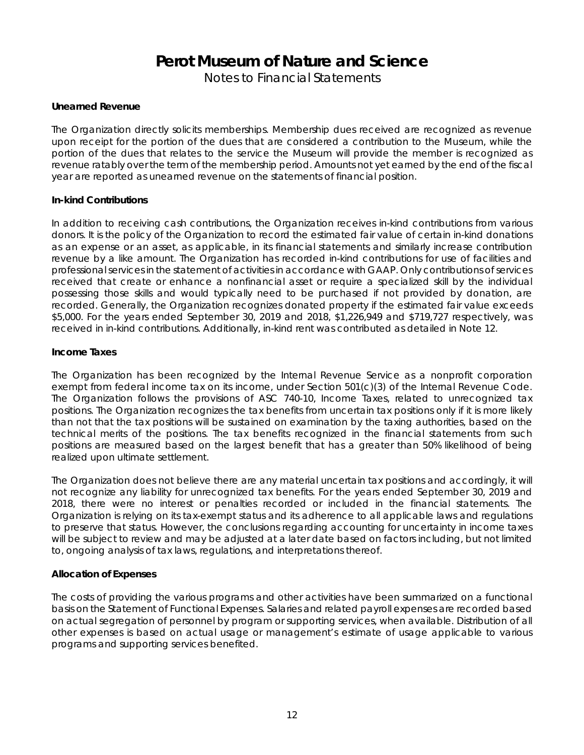# Perot Museum of Nature and Science

Notes to Financial Statements

**Unearned Revenue**

The Organization directly solicits memberships. Membership dues received are recognized as revenue upon receipt for the portion of the dues that are considered a contribution to the Museum, while the portion of the dues that relates to the service the Museum will provide the member is recognized as revenue ratably over the term of the membership period. Amounts not yet earned by the end of the fiscal year are reported as unearned revenue on the statements of financial position.

**In-kind Contributions**

In addition to receiving cash contributions, the Organization receives in-kind contributions from various donors. It is the policy of the Organization to record the estimated fair value of certain in-kind donations as an expense or an asset, as applicable, in its financial statements and similarly increase contribution revenue by a like amount. The Organization has recorded in-kind contributions for use of facilities and professional services in the statement of activities in accordance with GAAP. Only contributions of services received that create or enhance a nonfinancial asset or require a specialized skill by the individual possessing those skills and would typically need to be purchased if not provided by donation, are recorded. Generally, the Organization recognizes donated property if the estimated fair value exceeds $5,000. For the years ended September 30, 2019 and 2018, $1,226,949 and $719,727 respectively, was received in in-kind contributions. Additionally, in-kind rent was contributed as detailed in Note 12.

**Income Taxes**

The Organization has been recognized by the Internal Revenue Service as a nonprofit corporation exempt from federal income tax on its income, under Section 501(c)(3) of the Internal Revenue Code. The Organization follows the provisions of ASC 740-10, Income Taxes, related to unrecognized tax positions. The Organization recognizes the tax benefits from uncertain tax positions only if it is more likely than not that the tax positions will be sustained on examination by the taxing authorities, based on the technical merits of the positions. The tax benefits recognized in the financial statements from such positions are measured based on the largest benefit that has a greater than 50% likelihood of being realized upon ultimate settlement.

The Organization does not believe there are any material uncertain tax positions and accordingly, it will not recognize any liability for unrecognized tax benefits. For the years ended September 30, 2019 and 2018, there were no interest or penalties recorded or included in the financial statements. The Organization is relying on its tax-exempt status and its adherence to all applicable laws and regulations to preserve that status. However, the conclusions regarding accounting for uncertainty in income taxes will be subject to review and may be adjusted at a later date based on factors including, but not limited to, ongoing analysis of tax laws, regulations, and interpretations thereof.

**Allocation of Expenses**

The costs of providing the various programs and other activities have been summarized on a functional basis on the Statement of Functional Expenses. Salaries and related payroll expenses are recorded based on actual segregation of personnel by program or supporting services, when available. Distribution of all other expenses is based on actual usage or management's estimate of usage applicable to various programs and supporting services benefited.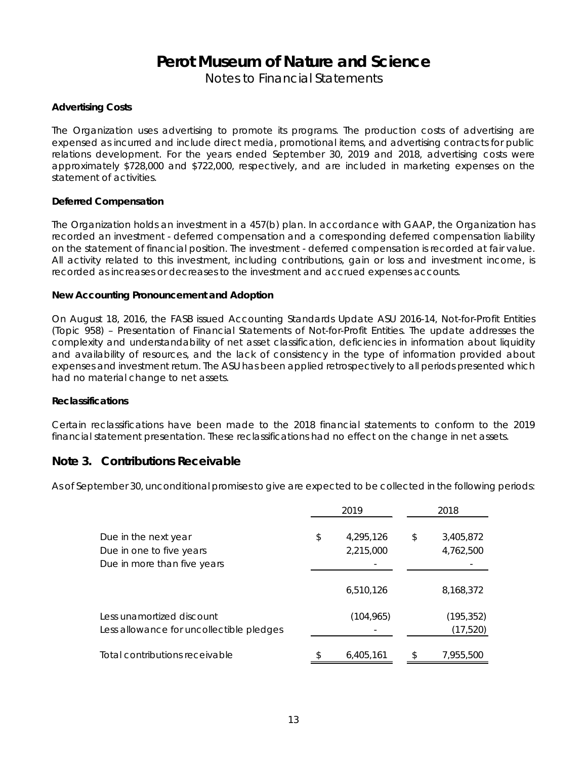# Perot Museum of Nature and Science

Notes to Financial Statements

**Advertising Costs**

The Organization uses advertising to promote its programs. The production costs of advertising are expensed as incurred and include direct media, promotional items, and advertising contracts for public relations development. For the years ended September 30, 2019 and 2018, advertising costs were approximately $728,000 and $722,000, respectively, and are included in marketing expenses on the statement of activities.

**Deferred Compensation**

The Organization holds an investment in a 457(b) plan. In accordance with GAAP, the Organization has recorded an investment - deferred compensation and a corresponding deferred compensation liability on the statement of financial position. The investment - deferred compensation is recorded at fair value. All activity related to this investment, including contributions, gain or loss and investment income, is recorded as increases or decreases to the investment and accrued expenses accounts.

**New Accounting Pronouncement and Adoption**

On August 18, 2016, the FASB issued Accounting Standards Update ASU 2016-14, Not-for-Profit Entities (Topic 958) – Presentation of Financial Statements of Not-for-Profit Entities. The update addresses the complexity and understandability of net asset classification, deficiencies in information about liquidity and availability of resources, and the lack of consistency in the type of information provided about expenses and investment return. The ASU has been applied retrospectively to all periods presented which had no material change to net assets.

**Reclassifications**

Certain reclassifications have been made to the 2018 financial statements to conform to the 2019 financial statement presentation. These reclassifications had no effect on the change in net assets.

## Note 3. Contributions Receivable

As of September 30, unconditional promises to give are expected to be collected in the following periods:

| | 2019 | 2018 |
|---|---|---|
| Due in the next year | $ 4,295,126 | $ 3,405,872 |
| Due in one to five years | 2,215,000 | 4,762,500 |
| Due in more than five years | - | - |
| | 6,510,126 | 8,168,372 |
| Less unamortized discount | (104,965) | (195,352) |
| Less allowance for uncollectible pledges | - | (17,520) |
| Total contributions receivable | $ 6,405,161 | $ 7,955,500 |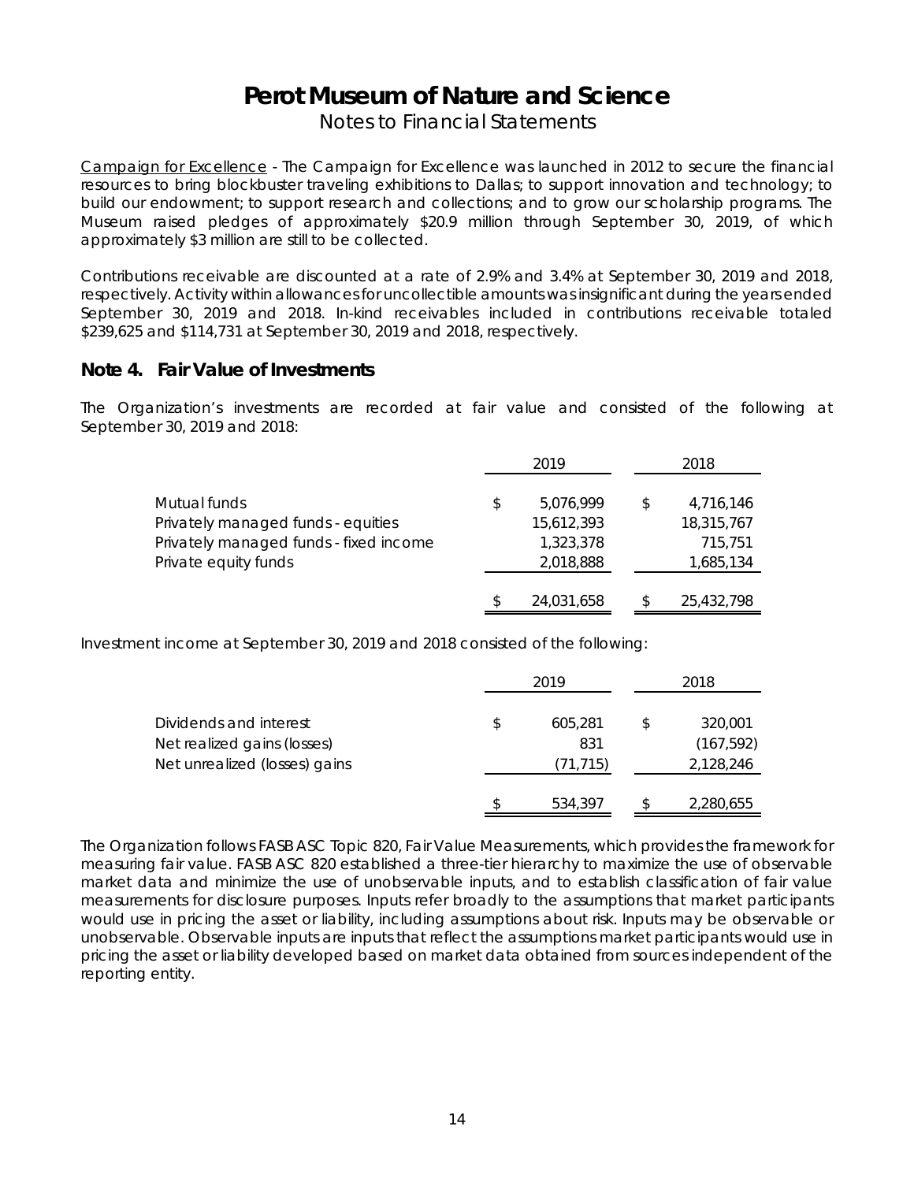# Perot Museum of Nature and Science

Notes to Financial Statements

Campaign for Excellence - The Campaign for Excellence was launched in 2012 to secure the financial resources to bring blockbuster traveling exhibitions to Dallas; to support innovation and technology; to build our endowment; to support research and collections; and to grow our scholarship programs. The Museum raised pledges of approximately $20.9 million through September 30, 2019, of which approximately $3 million are still to be collected.

Contributions receivable are discounted at a rate of 2.9% and 3.4% at September 30, 2019 and 2018, respectively. Activity within allowances for uncollectible amounts was insignificant during the years ended September 30, 2019 and 2018. In-kind receivables included in contributions receivable totaled $239,625 and $114,731 at September 30, 2019 and 2018, respectively.

## Note 4. Fair Value of Investments

The Organization's investments are recorded at fair value and consisted of the following at September 30, 2019 and 2018:

| | 2019 | 2018 |
|---|---|---|
| Mutual funds | $ 5,076,999 | $ 4,716,146 |
| Privately managed funds - equities | 15,612,393 | 18,315,767 |
| Privately managed funds - fixed income | 1,323,378 | 715,751 |
| Private equity funds | 2,018,888 | 1,685,134 |
| | $ 24,031,658 | $ 25,432,798 |

Investment income at September 30, 2019 and 2018 consisted of the following:

| | 2019 | 2018 |
|---|---|---|
| Dividends and interest | $ 605,281 | $ 320,001 |
| Net realized gains (losses) | 831 | (167,592) |
| Net unrealized (losses) gains | (71,715) | 2,128,246 |
| | $ 534,397 | $ 2,280,655 |

The Organization follows FASB ASC Topic 820, Fair Value Measurements, which provides the framework for measuring fair value. FASB ASC 820 established a three-tier hierarchy to maximize the use of observable market data and minimize the use of unobservable inputs, and to establish classification of fair value measurements for disclosure purposes. Inputs refer broadly to the assumptions that market participants would use in pricing the asset or liability, including assumptions about risk. Inputs may be observable or unobservable. Observable inputs are inputs that reflect the assumptions market participants would use in pricing the asset or liability developed based on market data obtained from sources independent of the reporting entity.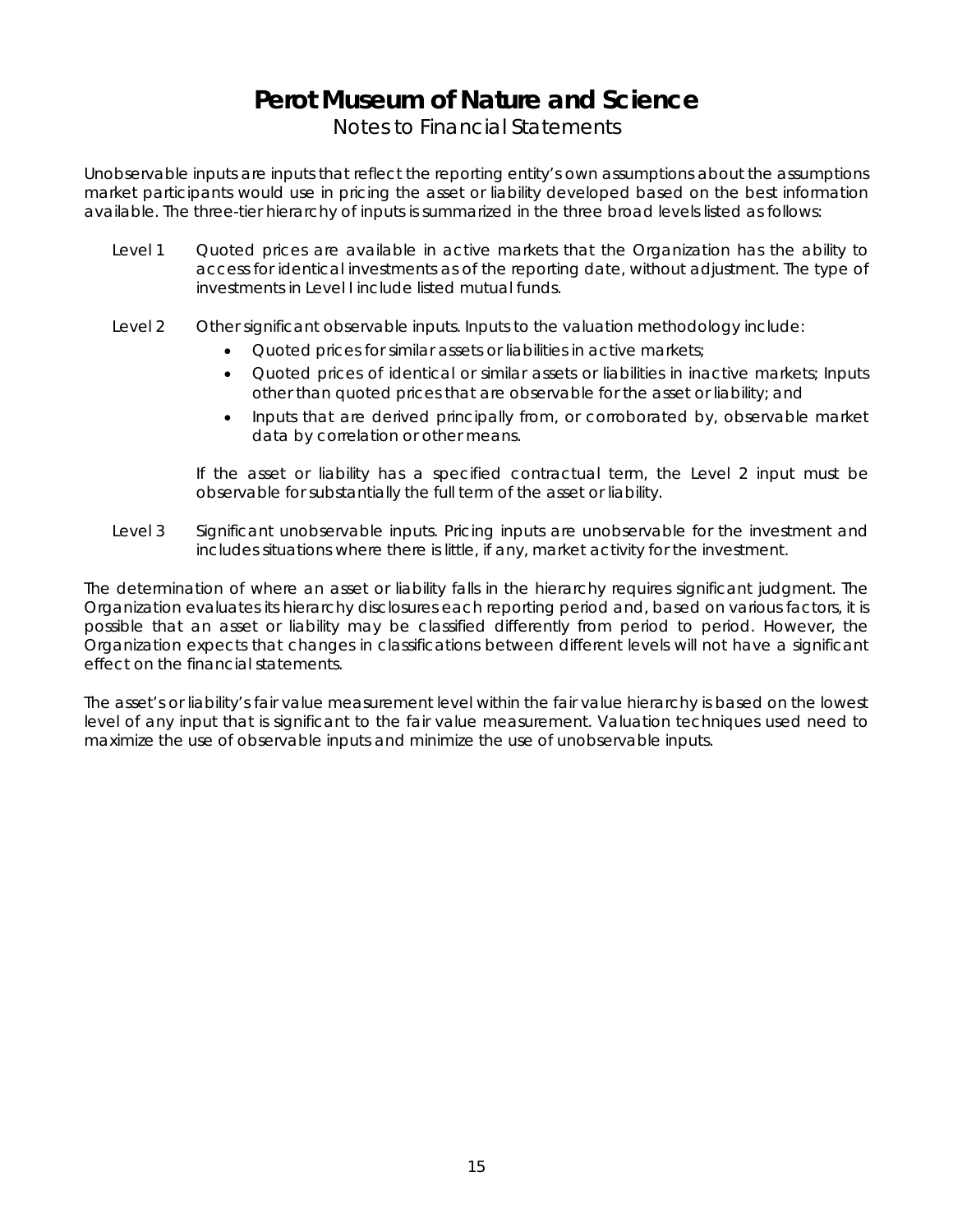Unobservable inputs are inputs that reflect the reporting entity's own assumptions about the assumptions market participants would use in pricing the asset or liability developed based on the best information available. The three-tier hierarchy of inputs is summarized in the three broad levels listed as follows:

Level 1 Quoted prices are available in active markets that the Organization has the ability to access for identical investments as of the reporting date, without adjustment. The type of investments in Level I include listed mutual funds.

Level 2 Other significant observable inputs. Inputs to the valuation methodology include:

- Quoted prices for similar assets or liabilities in active markets;
- Quoted prices of identical or similar assets or liabilities in inactive markets; Inputs other than quoted prices that are observable for the asset or liability; and
- Inputs that are derived principally from, or corroborated by, observable market data by correlation or other means.

If the asset or liability has a specified contractual term, the Level 2 input must be observable for substantially the full term of the asset or liability.

Level 3 Significant unobservable inputs. Pricing inputs are unobservable for the investment and includes situations where there is little, if any, market activity for the investment.

The determination of where an asset or liability falls in the hierarchy requires significant judgment. The Organization evaluates its hierarchy disclosures each reporting period and, based on various factors, it is possible that an asset or liability may be classified differently from period to period. However, the Organization expects that changes in classifications between different levels will not have a significant effect on the financial statements.

The asset's or liability's fair value measurement level within the fair value hierarchy is based on the lowest level of any input that is significant to the fair value measurement. Valuation techniques used need to maximize the use of observable inputs and minimize the use of unobservable inputs.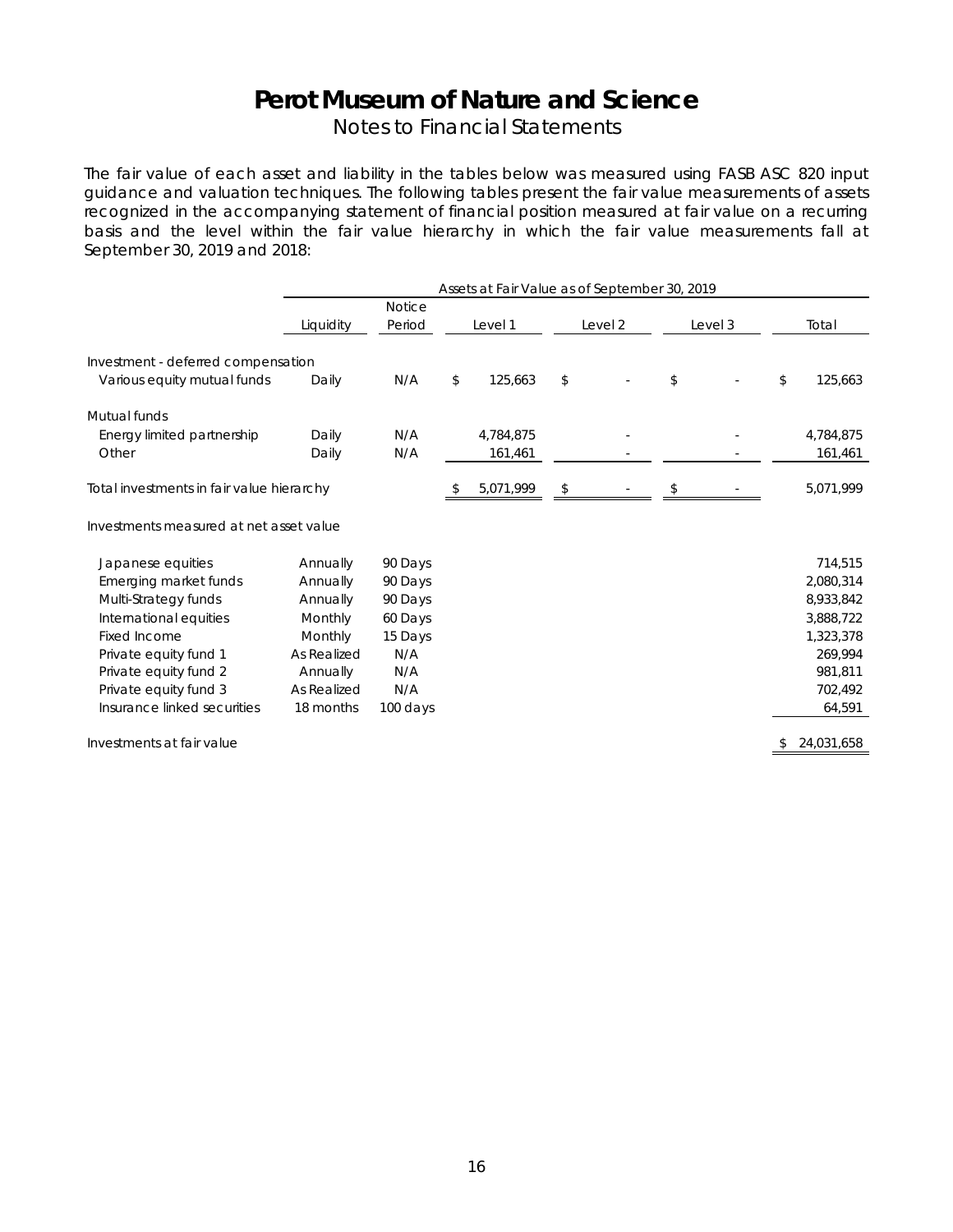# Perot Museum of Nature and Science

Notes to Financial Statements

The fair value of each asset and liability in the tables below was measured using FASB ASC 820 input guidance and valuation techniques. The following tables present the fair value measurements of assets recognized in the accompanying statement of financial position measured at fair value on a recurring basis and the level within the fair value hierarchy in which the fair value measurements fall at September 30, 2019 and 2018:

| | Assets at Fair Value as of September 30, 2019 | | | | | |
|---|---|---|---|---|---|---|
| | Liquidity | Notice Period | Level 1 | Level 2 | Level 3 | Total |
| Investment - deferred compensation | | | | | | |
| Various equity mutual funds | Daily | N/A | $ 125,663 | $ - | $ - | $ 125,663 |
| Mutual funds | | | | | | |
| Energy limited partnership | Daily | N/A | 4,784,875 | - | - | 4,784,875 |
| Other | Daily | N/A | 161,461 | - | - | 161,461 |
| Total investments in fair value hierarchy | | | $ 5,071,999 | $ - | $ - | 5,071,999 |
| Investments measured at net asset value | | | | | | |
| Japanese equities | Annually | 90 Days | | | | 714,515 |
| Emerging market funds | Annually | 90 Days | | | | 2,080,314 |
| Multi-Strategy funds | Annually | 90 Days | | | | 8,933,842 |
| International equities | Monthly | 60 Days | | | | 3,888,722 |
| Fixed Income | Monthly | 15 Days | | | | 1,323,378 |
| Private equity fund 1 | As Realized | N/A | | | | 269,994 |
| Private equity fund 2 | Annually | N/A | | | | 981,811 |
| Private equity fund 3 | As Realized | N/A | | | | 702,492 |
| Insurance linked securities | 18 months | 100 days | | | | 64,591 |
| Investments at fair value | | | | | | $ 24,031,658 |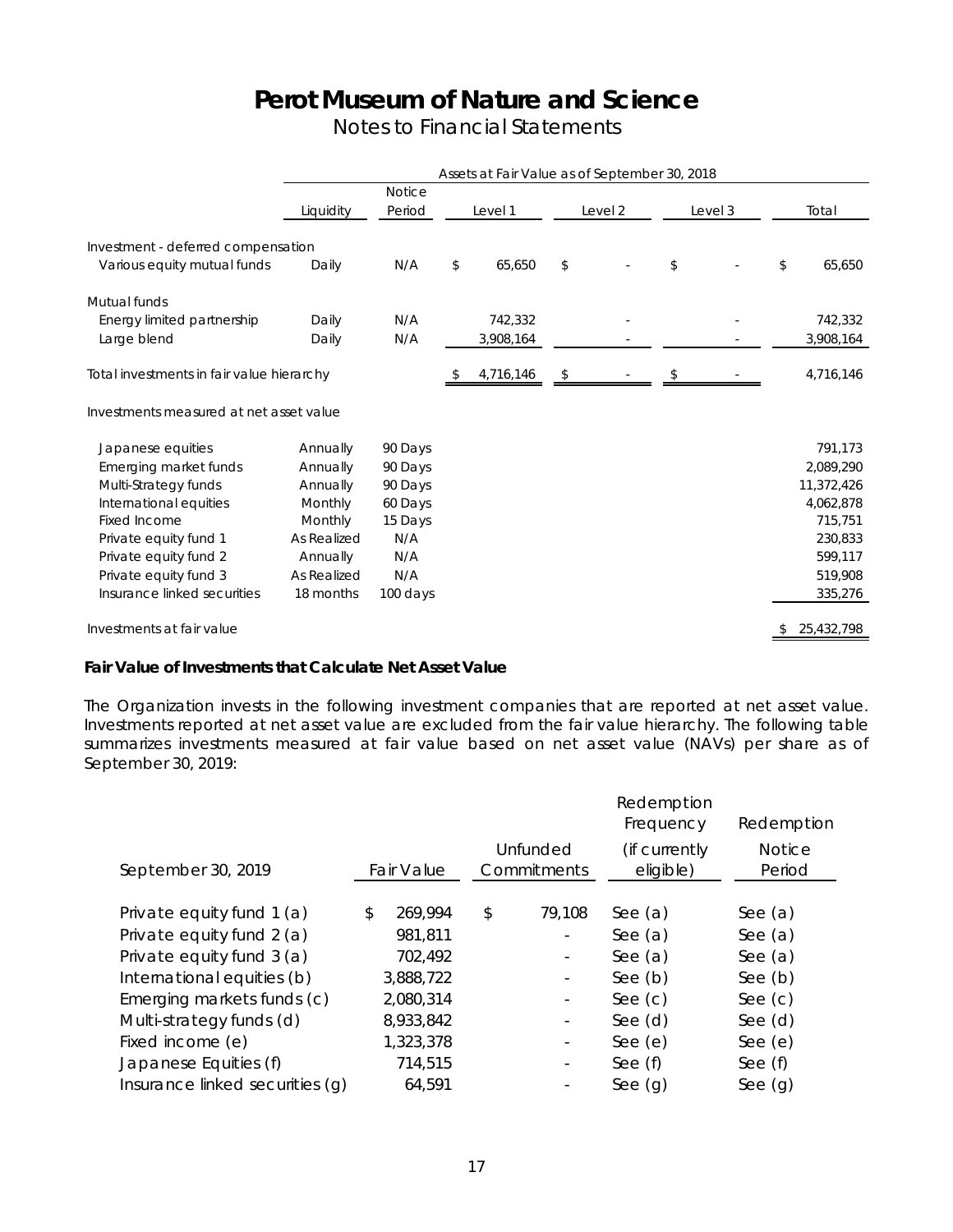# Perot Museum of Nature and Science

Notes to Financial Statements

| | Assets at Fair Value as of September 30, 2018 | | | | | |
|---|---|---|---|---|---|---|
| | Liquidity | Notice Period | Level 1 | Level 2 | Level 3 | Total |
| Investment - deferred compensation | | | | | | |
| Various equity mutual funds | Daily | N/A | $ 65,650 | $ - | $ - | $ 65,650 |
| Mutual funds | | | | | | |
| Energy limited partnership | Daily | N/A | 742,332 | - | - | 742,332 |
| Large blend | Daily | N/A | 3,908,164 | - | - | 3,908,164 |
| Total investments in fair value hierarchy | | | $ 4,716,146 | $ - | $ - | 4,716,146 |
| Investments measured at net asset value | | | | | | |
| Japanese equities | Annually | 90 Days | | | | 791,173 |
| Emerging market funds | Annually | 90 Days | | | | 2,089,290 |
| Multi-Strategy funds | Annually | 90 Days | | | | 11,372,426 |
| International equities | Monthly | 60 Days | | | | 4,062,878 |
| Fixed Income | Monthly | 15 Days | | | | 715,751 |
| Private equity fund 1 | As Realized | N/A | | | | 230,833 |
| Private equity fund 2 | Annually | N/A | | | | 599,117 |
| Private equity fund 3 | As Realized | N/A | | | | 519,908 |
| Insurance linked securities | 18 months | 100 days | | | | 335,276 |
| Investments at fair value | | | | | | $ 25,432,798 |

**Fair Value of Investments that Calculate Net Asset Value**

The Organization invests in the following investment companies that are reported at net asset value. Investments reported at net asset value are excluded from the fair value hierarchy. The following table summarizes investments measured at fair value based on net asset value (NAVs) per share as of September 30, 2019:

| September 30, 2019 | Fair Value | Unfunded Commitments | Redemption Frequency (if currently eligible) | Redemption Notice Period |
|---|---|---|---|---|
| Private equity fund 1 (a) | $ 269,994 | $ 79,108 | See (a) | See (a) |
| Private equity fund 2 (a) | 981,811 | - | See (a) | See (a) |
| Private equity fund 3 (a) | 702,492 | - | See (a) | See (a) |
| International equities (b) | 3,888,722 | - | See (b) | See (b) |
| Emerging markets funds (c) | 2,080,314 | - | See (c) | See (c) |
| Multi-strategy funds (d) | 8,933,842 | - | See (d) | See (d) |
| Fixed income (e) | 1,323,378 | - | See (e) | See (e) |
| Japanese Equities (f) | 714,515 | - | See (f) | See (f) |
| Insurance linked securities (g) | 64,591 | - | See (g) | See (g) |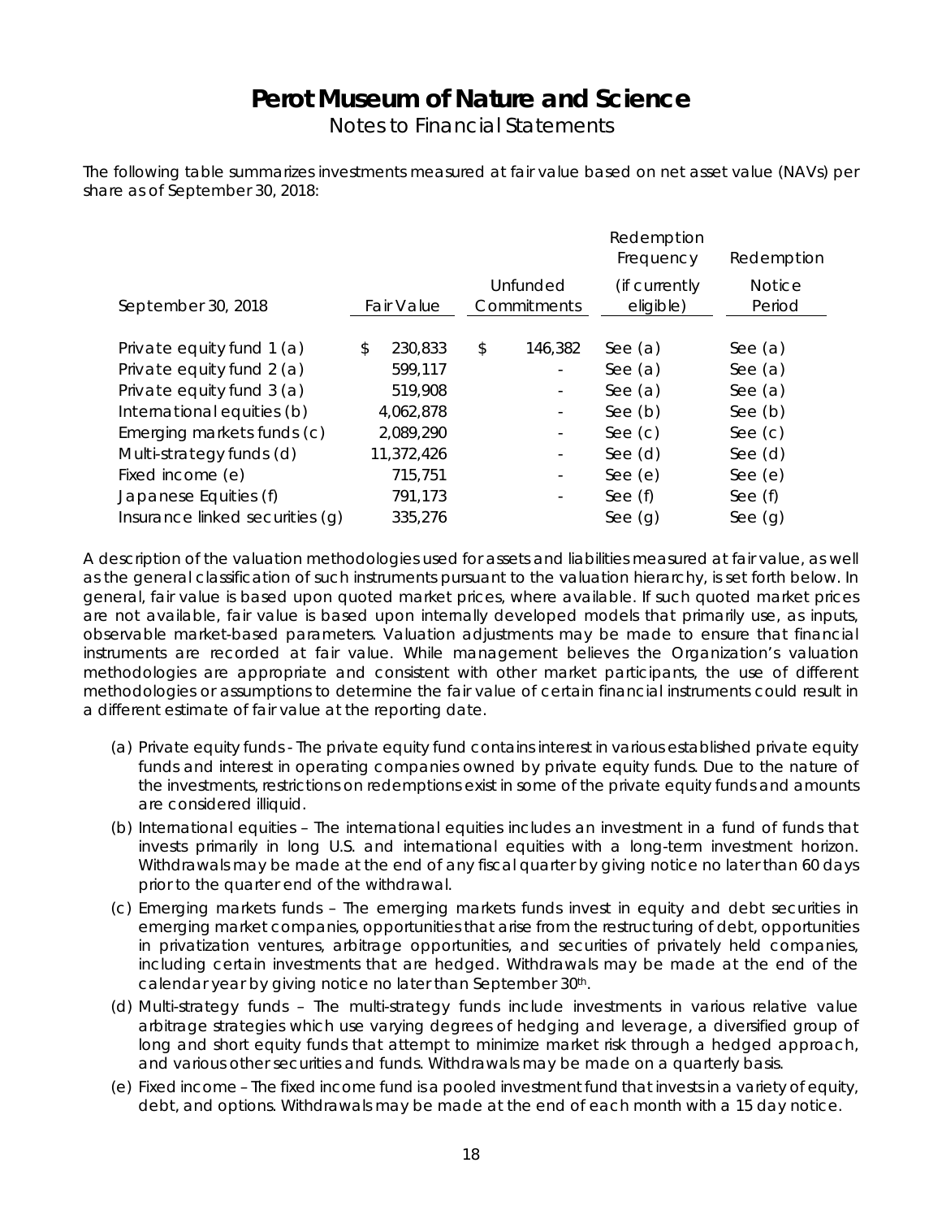# Perot Museum of Nature and Science

Notes to Financial Statements

The following table summarizes investments measured at fair value based on net asset value (NAVs) per share as of September 30, 2018:

| September 30, 2018 | Fair Value | Unfunded Commitments | Redemption Frequency (if currently eligible) | Redemption Notice Period |
|---|---|---|---|---|
| Private equity fund 1 (a) | $ 230,833 | $ 146,382 | See (a) | See (a) |
| Private equity fund 2 (a) | 599,117 | - | See (a) | See (a) |
| Private equity fund 3 (a) | 519,908 | - | See (a) | See (a) |
| International equities (b) | 4,062,878 | - | See (b) | See (b) |
| Emerging markets funds (c) | 2,089,290 | - | See (c) | See (c) |
| Multi-strategy funds (d) | 11,372,426 | - | See (d) | See (d) |
| Fixed income (e) | 715,751 | - | See (e) | See (e) |
| Japanese Equities (f) | 791,173 | - | See (f) | See (f) |
| Insurance linked securities (g) | 335,276 | | See (g) | See (g) |

A description of the valuation methodologies used for assets and liabilities measured at fair value, as well as the general classification of such instruments pursuant to the valuation hierarchy, is set forth below. In general, fair value is based upon quoted market prices, where available. If such quoted market prices are not available, fair value is based upon internally developed models that primarily use, as inputs, observable market-based parameters. Valuation adjustments may be made to ensure that financial instruments are recorded at fair value. While management believes the Organization's valuation methodologies are appropriate and consistent with other market participants, the use of different methodologies or assumptions to determine the fair value of certain financial instruments could result in a different estimate of fair value at the reporting date.

(a) Private equity funds - The private equity fund contains interest in various established private equity funds and interest in operating companies owned by private equity funds. Due to the nature of the investments, restrictions on redemptions exist in some of the private equity funds and amounts are considered illiquid.

(b) International equities – The international equities includes an investment in a fund of funds that invests primarily in long U.S. and international equities with a long-term investment horizon. Withdrawals may be made at the end of any fiscal quarter by giving notice no later than 60 days prior to the quarter end of the withdrawal.

(c) Emerging markets funds – The emerging markets funds invest in equity and debt securities in emerging market companies, opportunities that arise from the restructuring of debt, opportunities in privatization ventures, arbitrage opportunities, and securities of privately held companies, including certain investments that are hedged. Withdrawals may be made at the end of the calendar year by giving notice no later than September 30th.

(d) Multi-strategy funds – The multi-strategy funds include investments in various relative value arbitrage strategies which use varying degrees of hedging and leverage, a diversified group of long and short equity funds that attempt to minimize market risk through a hedged approach, and various other securities and funds. Withdrawals may be made on a quarterly basis.

(e) Fixed income – The fixed income fund is a pooled investment fund that invests in a variety of equity, debt, and options. Withdrawals may be made at the end of each month with a 15 day notice.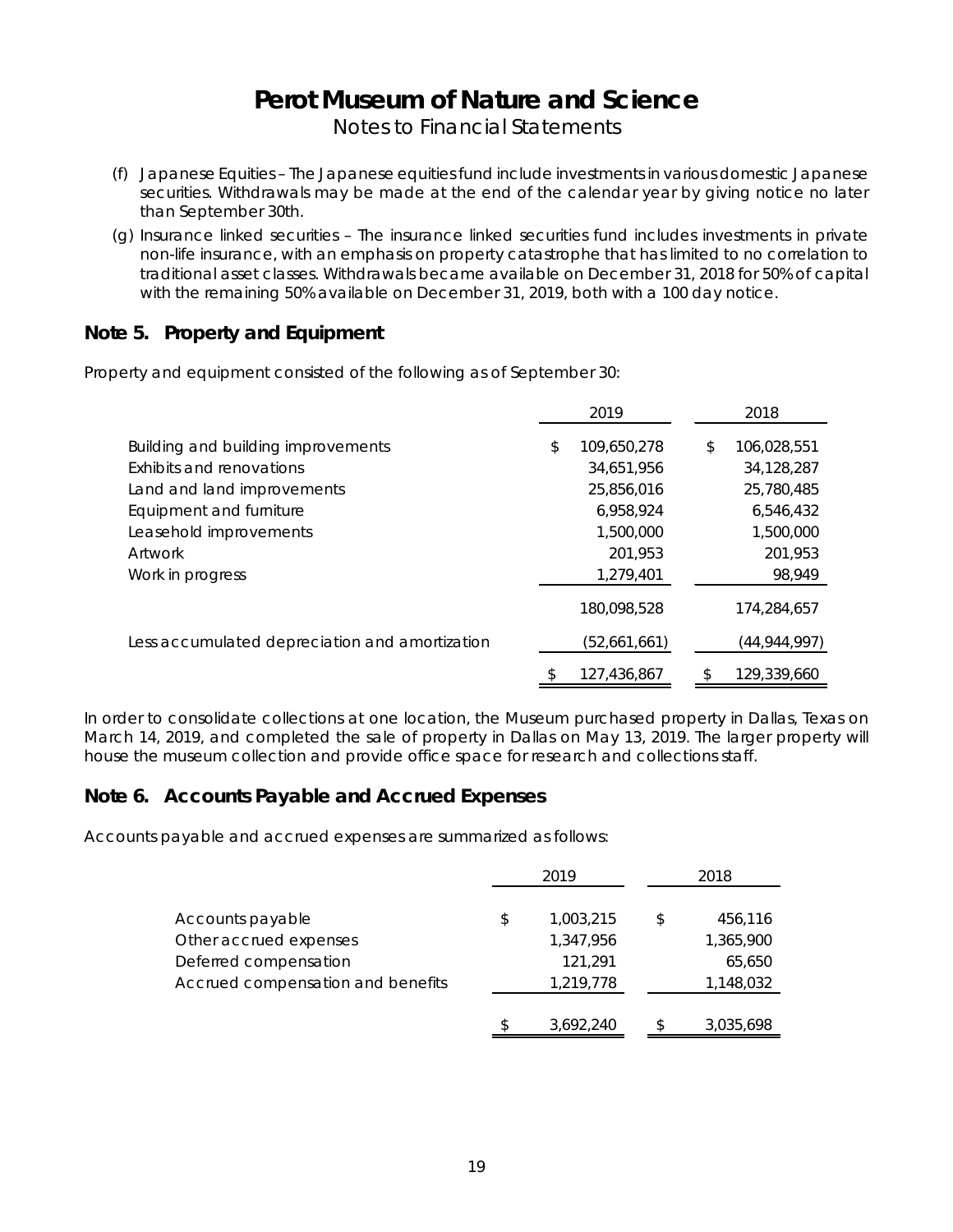(f) Japanese Equities – The Japanese equities fund include investments in various domestic Japanese securities. Withdrawals may be made at the end of the calendar year by giving notice no later than September 30th.

(g) Insurance linked securities – The insurance linked securities fund includes investments in private non-life insurance, with an emphasis on property catastrophe that has limited to no correlation to traditional asset classes. Withdrawals became available on December 31, 2018 for 50% of capital with the remaining 50% available on December 31, 2019, both with a 100 day notice.

## Note 5. Property and Equipment

Property and equipment consisted of the following as of September 30:

| | 2019 | 2018 |
|---|---|---|
| Building and building improvements | $ 109,650,278 | $ 106,028,551 |
| Exhibits and renovations | 34,651,956 | 34,128,287 |
| Land and land improvements | 25,856,016 | 25,780,485 |
| Equipment and furniture | 6,958,924 | 6,546,432 |
| Leasehold improvements | 1,500,000 | 1,500,000 |
| Artwork | 201,953 | 201,953 |
| Work in progress | 1,279,401 | 98,949 |
| | 180,098,528 | 174,284,657 |
| Less accumulated depreciation and amortization | (52,661,661) | (44,944,997) |
| | $ 127,436,867 | $ 129,339,660 |

In order to consolidate collections at one location, the Museum purchased property in Dallas, Texas on March 14, 2019, and completed the sale of property in Dallas on May 13, 2019. The larger property will house the museum collection and provide office space for research and collections staff.

## Note 6. Accounts Payable and Accrued Expenses

Accounts payable and accrued expenses are summarized as follows:

| | 2019 | 2018 |
|---|---|---|
| Accounts payable | $ 1,003,215 | $ 456,116 |
| Other accrued expenses | 1,347,956 | 1,365,900 |
| Deferred compensation | 121,291 | 65,650 |
| Accrued compensation and benefits | 1,219,778 | 1,148,032 |
| | $ 3,692,240 | $ 3,035,698 |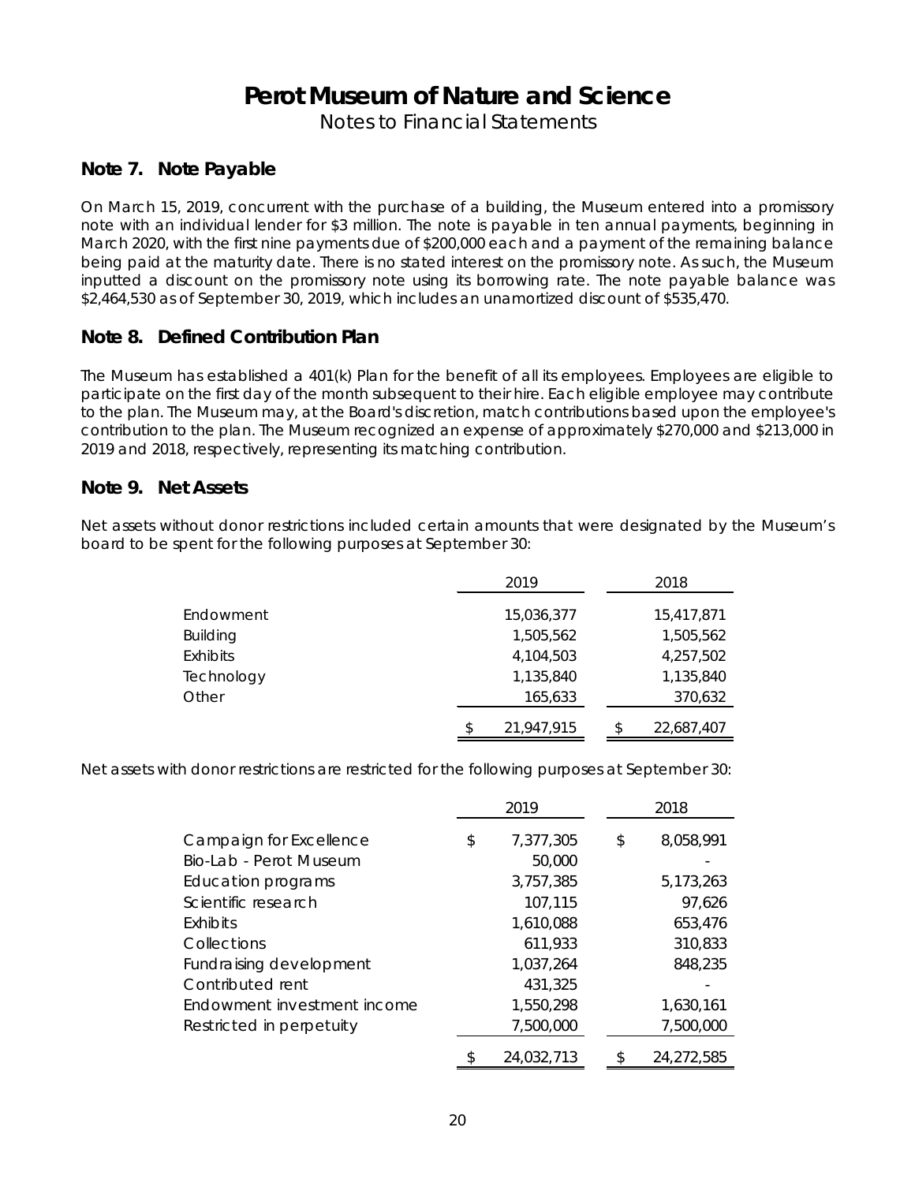# Perot Museum of Nature and Science

Notes to Financial Statements

## Note 7. Note Payable

On March 15, 2019, concurrent with the purchase of a building, the Museum entered into a promissory note with an individual lender for $3 million. The note is payable in ten annual payments, beginning in March 2020, with the first nine payments due of $200,000 each and a payment of the remaining balance being paid at the maturity date. There is no stated interest on the promissory note. As such, the Museum inputted a discount on the promissory note using its borrowing rate. The note payable balance was $2,464,530 as of September 30, 2019, which includes an unamortized discount of $535,470.

## Note 8. Defined Contribution Plan

The Museum has established a 401(k) Plan for the benefit of all its employees. Employees are eligible to participate on the first day of the month subsequent to their hire. Each eligible employee may contribute to the plan. The Museum may, at the Board's discretion, match contributions based upon the employee's contribution to the plan. The Museum recognized an expense of approximately $270,000 and $213,000 in 2019 and 2018, respectively, representing its matching contribution.

## Note 9. Net Assets

Net assets without donor restrictions included certain amounts that were designated by the Museum's board to be spent for the following purposes at September 30:

| | 2019 | 2018 |
|---|---|---|
| Endowment | 15,036,377 | 15,417,871 |
| Building | 1,505,562 | 1,505,562 |
| Exhibits | 4,104,503 | 4,257,502 |
| Technology | 1,135,840 | 1,135,840 |
| Other | 165,633 | 370,632 |
| | $ 21,947,915 | $ 22,687,407 |

Net assets with donor restrictions are restricted for the following purposes at September 30:

| | 2019 | 2018 |
|---|---|---|
| Campaign for Excellence | $ 7,377,305 | $ 8,058,991 |
| Bio-Lab - Perot Museum | 50,000 | - |
| Education programs | 3,757,385 | 5,173,263 |
| Scientific research | 107,115 | 97,626 |
| Exhibits | 1,610,088 | 653,476 |
| Collections | 611,933 | 310,833 |
| Fundraising development | 1,037,264 | 848,235 |
| Contributed rent | 431,325 | - |
| Endowment investment income | 1,550,298 | 1,630,161 |
| Restricted in perpetuity | 7,500,000 | 7,500,000 |
| | $ 24,032,713 | $ 24,272,585 |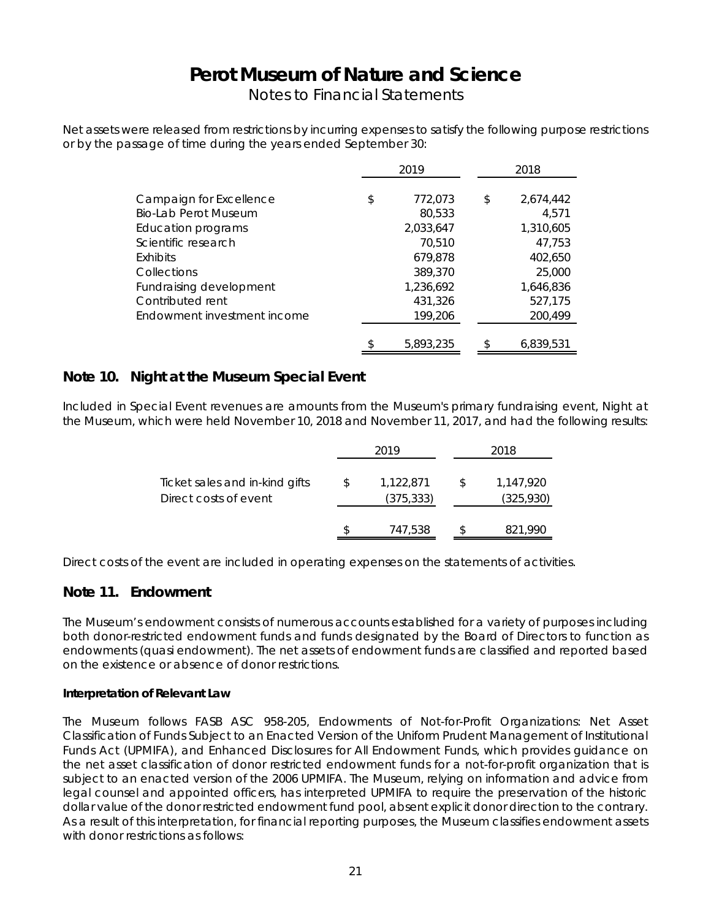# Perot Museum of Nature and Science

## Notes to Financial Statements

Net assets were released from restrictions by incurring expenses to satisfy the following purpose restrictions or by the passage of time during the years ended September 30:

| | 2019 | 2018 |
|---|---|---|
| Campaign for Excellence | $ 772,073 | $ 2,674,442 |
| Bio-Lab Perot Museum | 80,533 | 4,571 |
| Education programs | 2,033,647 | 1,310,605 |
| Scientific research | 70,510 | 47,753 |
| Exhibits | 679,878 | 402,650 |
| Collections | 389,370 | 25,000 |
| Fundraising development | 1,236,692 | 1,646,836 |
| Contributed rent | 431,326 | 527,175 |
| Endowment investment income | 199,206 | 200,499 |
| | $ 5,893,235 | $ 6,839,531 |

## Note 10. Night at the Museum Special Event

Included in Special Event revenues are amounts from the Museum's primary fundraising event, Night at the Museum, which were held November 10, 2018 and November 11, 2017, and had the following results:

| | 2019 | 2018 |
|---|---|---|
| Ticket sales and in-kind gifts | $ 1,122,871 | $ 1,147,920 |
| Direct costs of event | (375,333) | (325,930) |
| | $ 747,538 | $ 821,990 |

Direct costs of the event are included in operating expenses on the statements of activities.

## Note 11. Endowment

The Museum's endowment consists of numerous accounts established for a variety of purposes including both donor-restricted endowment funds and funds designated by the Board of Directors to function as endowments (quasi endowment). The net assets of endowment funds are classified and reported based on the existence or absence of donor restrictions.

**Interpretation of Relevant Law**

The Museum follows FASB ASC 958-205, Endowments of Not-for-Profit Organizations: Net Asset Classification of Funds Subject to an Enacted Version of the Uniform Prudent Management of Institutional Funds Act (UPMIFA), and Enhanced Disclosures for All Endowment Funds, which provides guidance on the net asset classification of donor restricted endowment funds for a not-for-profit organization that is subject to an enacted version of the 2006 UPMIFA. The Museum, relying on information and advice from legal counsel and appointed officers, has interpreted UPMIFA to require the preservation of the historic dollar value of the donor restricted endowment fund pool, absent explicit donor direction to the contrary. As a result of this interpretation, for financial reporting purposes, the Museum classifies endowment assets with donor restrictions as follows: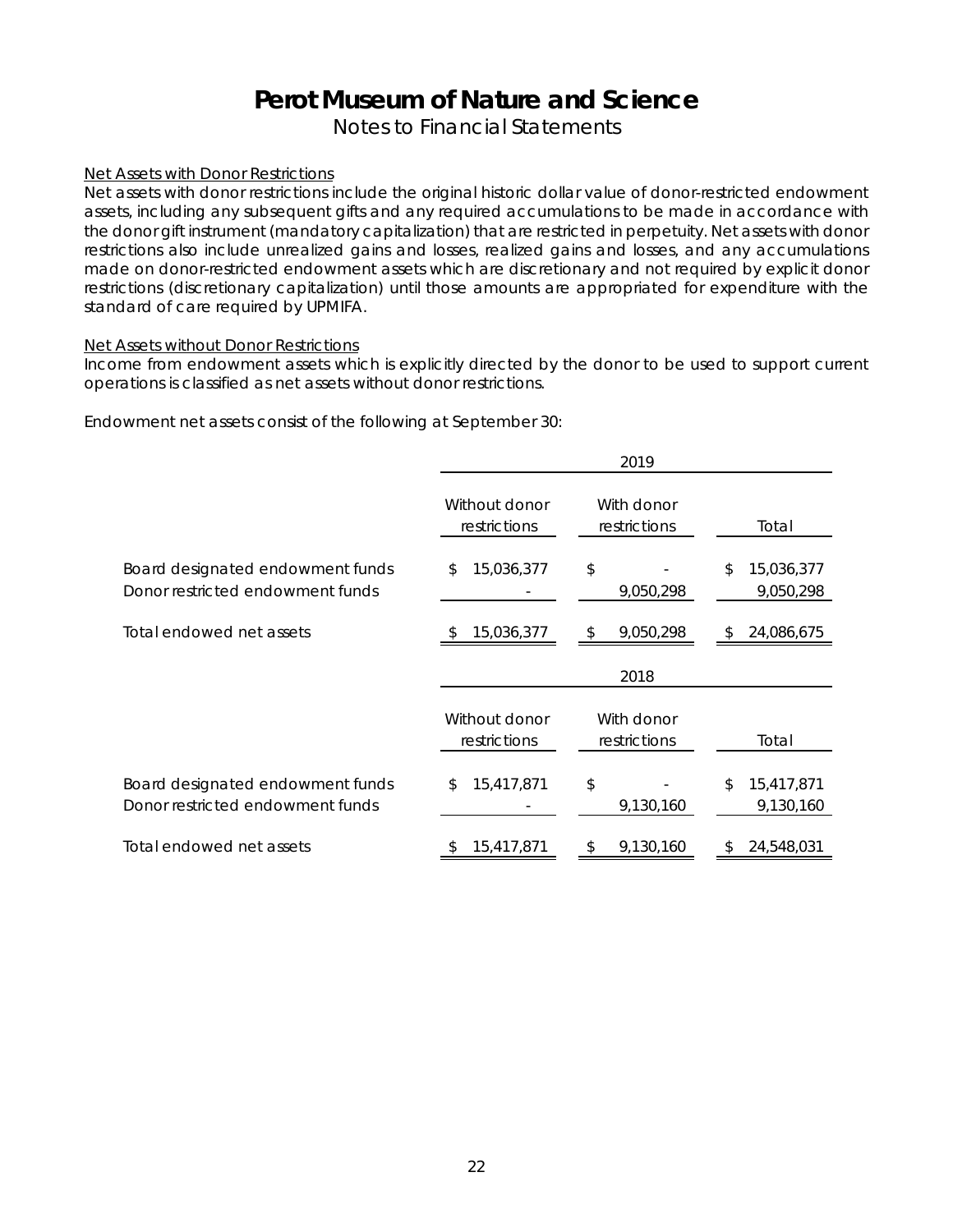# Perot Museum of Nature and Science

Notes to Financial Statements

Net Assets with Donor Restrictions

Net assets with donor restrictions include the original historic dollar value of donor-restricted endowment assets, including any subsequent gifts and any required accumulations to be made in accordance with the donor gift instrument (mandatory capitalization) that are restricted in perpetuity. Net assets with donor restrictions also include unrealized gains and losses, realized gains and losses, and any accumulations made on donor-restricted endowment assets which are discretionary and not required by explicit donor restrictions (discretionary capitalization) until those amounts are appropriated for expenditure with the standard of care required by UPMIFA.

Net Assets without Donor Restrictions

Income from endowment assets which is explicitly directed by the donor to be used to support current operations is classified as net assets without donor restrictions.

Endowment net assets consist of the following at September 30:

| | 2019 | | |
|---|---|---|---|
| | Without donor restrictions | With donor restrictions | Total |
| Board designated endowment funds | $ 15,036,377 | $ - | $ 15,036,377 |
| Donor restricted endowment funds | - | 9,050,298 | 9,050,298 |
| Total endowed net assets | $ 15,036,377 | $ 9,050,298 | $ 24,086,675 |

| | 2018 | | |
|---|---|---|---|
| | Without donor restrictions | With donor restrictions | Total |
| Board designated endowment funds | $ 15,417,871 | $ - | $ 15,417,871 |
| Donor restricted endowment funds | - | 9,130,160 | 9,130,160 |
| Total endowed net assets | $ 15,417,871 | $ 9,130,160 | $ 24,548,031 |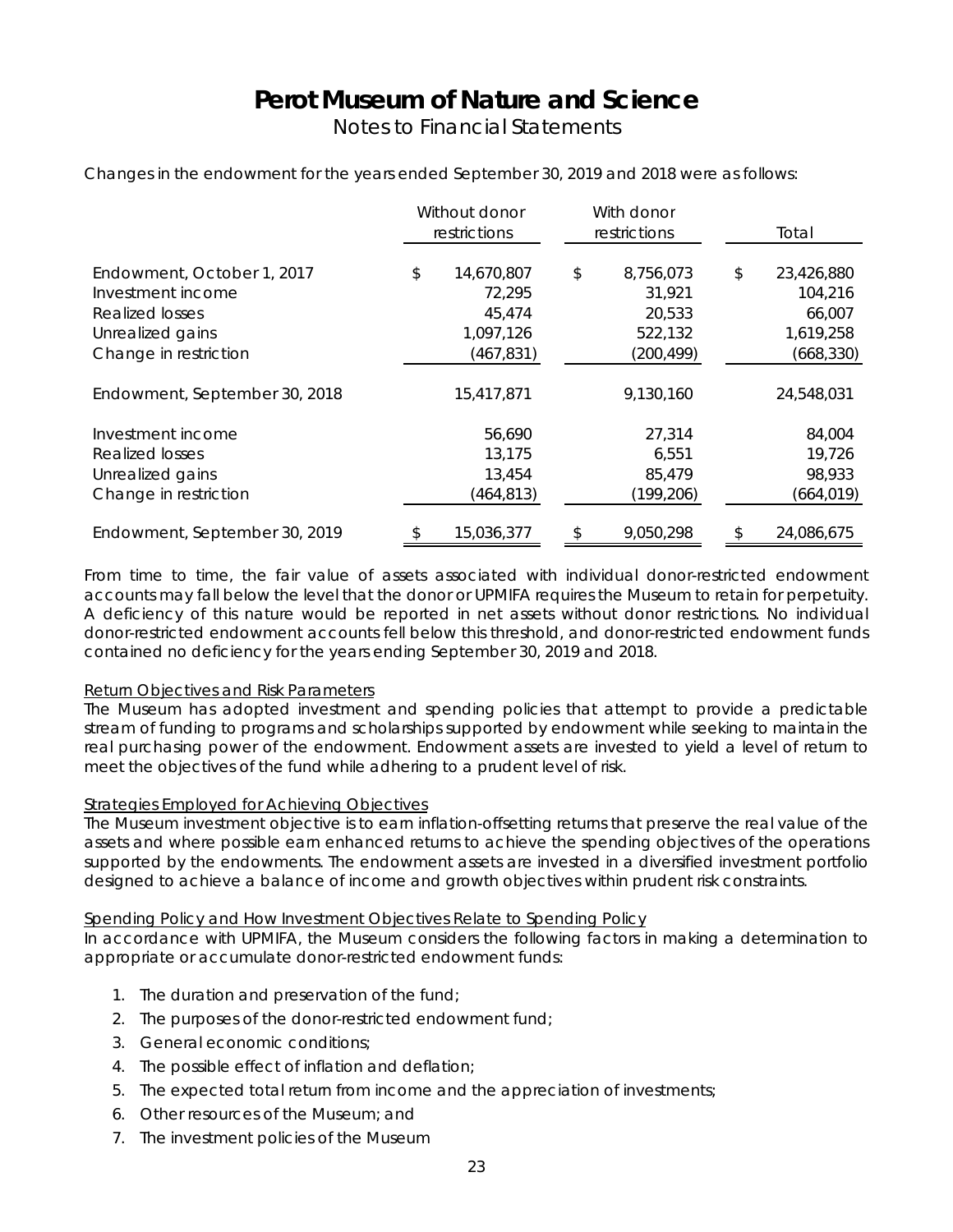# Perot Museum of Nature and Science

Notes to Financial Statements

Changes in the endowment for the years ended September 30, 2019 and 2018 were as follows:

| | Without donor restrictions | With donor restrictions | Total |
|---|---|---|---|
| Endowment, October 1, 2017 | $ 14,670,807 | $ 8,756,073 | $ 23,426,880 |
| Investment income | 72,295 | 31,921 | 104,216 |
| Realized losses | 45,474 | 20,533 | 66,007 |
| Unrealized gains | 1,097,126 | 522,132 | 1,619,258 |
| Change in restriction | (467,831) | (200,499) | (668,330) |
| Endowment, September 30, 2018 | 15,417,871 | 9,130,160 | 24,548,031 |
| Investment income | 56,690 | 27,314 | 84,004 |
| Realized losses | 13,175 | 6,551 | 19,726 |
| Unrealized gains | 13,454 | 85,479 | 98,933 |
| Change in restriction | (464,813) | (199,206) | (664,019) |
| Endowment, September 30, 2019 | $ 15,036,377 | $ 9,050,298 | $ 24,086,675 |

From time to time, the fair value of assets associated with individual donor-restricted endowment accounts may fall below the level that the donor or UPMIFA requires the Museum to retain for perpetuity. A deficiency of this nature would be reported in net assets without donor restrictions. No individual donor-restricted endowment accounts fell below this threshold, and donor-restricted endowment funds contained no deficiency for the years ending September 30, 2019 and 2018.

Return Objectives and Risk Parameters

The Museum has adopted investment and spending policies that attempt to provide a predictable stream of funding to programs and scholarships supported by endowment while seeking to maintain the real purchasing power of the endowment. Endowment assets are invested to yield a level of return to meet the objectives of the fund while adhering to a prudent level of risk.

Strategies Employed for Achieving Objectives

The Museum investment objective is to earn inflation-offsetting returns that preserve the real value of the assets and where possible earn enhanced returns to achieve the spending objectives of the operations supported by the endowments. The endowment assets are invested in a diversified investment portfolio designed to achieve a balance of income and growth objectives within prudent risk constraints.

Spending Policy and How Investment Objectives Relate to Spending Policy

In accordance with UPMIFA, the Museum considers the following factors in making a determination to appropriate or accumulate donor-restricted endowment funds:

1. The duration and preservation of the fund;
2. The purposes of the donor-restricted endowment fund;
3. General economic conditions;
4. The possible effect of inflation and deflation;
5. The expected total return from income and the appreciation of investments;
6. Other resources of the Museum; and
7. The investment policies of the Museum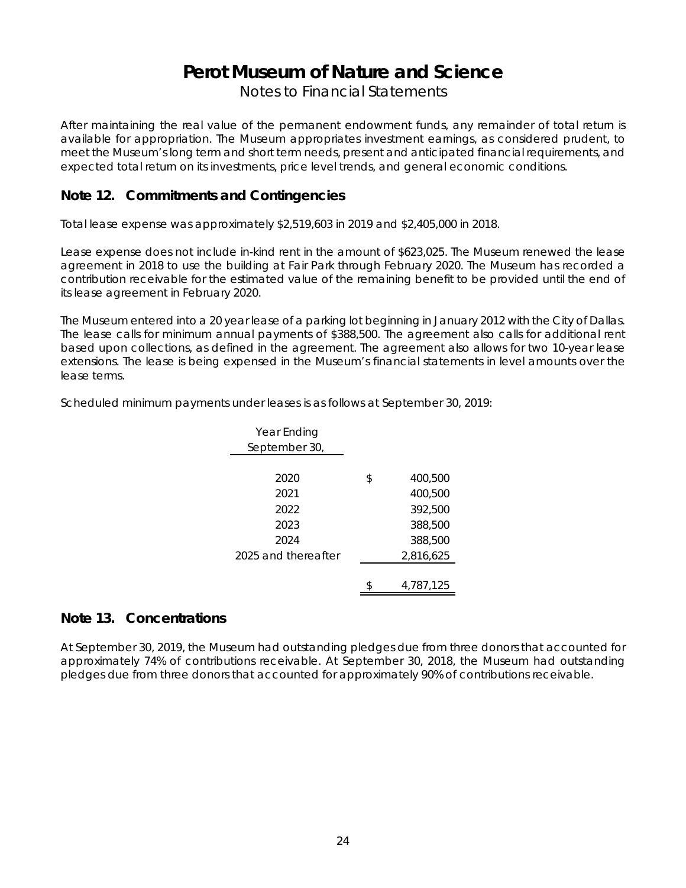# Perot Museum of Nature and Science

Notes to Financial Statements

After maintaining the real value of the permanent endowment funds, any remainder of total return is available for appropriation. The Museum appropriates investment earnings, as considered prudent, to meet the Museum's long term and short term needs, present and anticipated financial requirements, and expected total return on its investments, price level trends, and general economic conditions.

## Note 12. Commitments and Contingencies

Total lease expense was approximately $2,519,603 in 2019 and $2,405,000 in 2018.

Lease expense does not include in-kind rent in the amount of $623,025. The Museum renewed the lease agreement in 2018 to use the building at Fair Park through February 2020. The Museum has recorded a contribution receivable for the estimated value of the remaining benefit to be provided until the end of its lease agreement in February 2020.

The Museum entered into a 20 year lease of a parking lot beginning in January 2012 with the City of Dallas. The lease calls for minimum annual payments of $388,500. The agreement also calls for additional rent based upon collections, as defined in the agreement. The agreement also allows for two 10-year lease extensions. The lease is being expensed in the Museum's financial statements in level amounts over the lease terms.

Scheduled minimum payments under leases is as follows at September 30, 2019:

| Year Ending September 30, | |
|---|---|
| 2020 | $ 400,500 |
| 2021 | 400,500 |
| 2022 | 392,500 |
| 2023 | 388,500 |
| 2024 | 388,500 |
| 2025 and thereafter | 2,816,625 |
| | $ 4,787,125 |

## Note 13. Concentrations

At September 30, 2019, the Museum had outstanding pledges due from three donors that accounted for approximately 74% of contributions receivable. At September 30, 2018, the Museum had outstanding pledges due from three donors that accounted for approximately 90% of contributions receivable.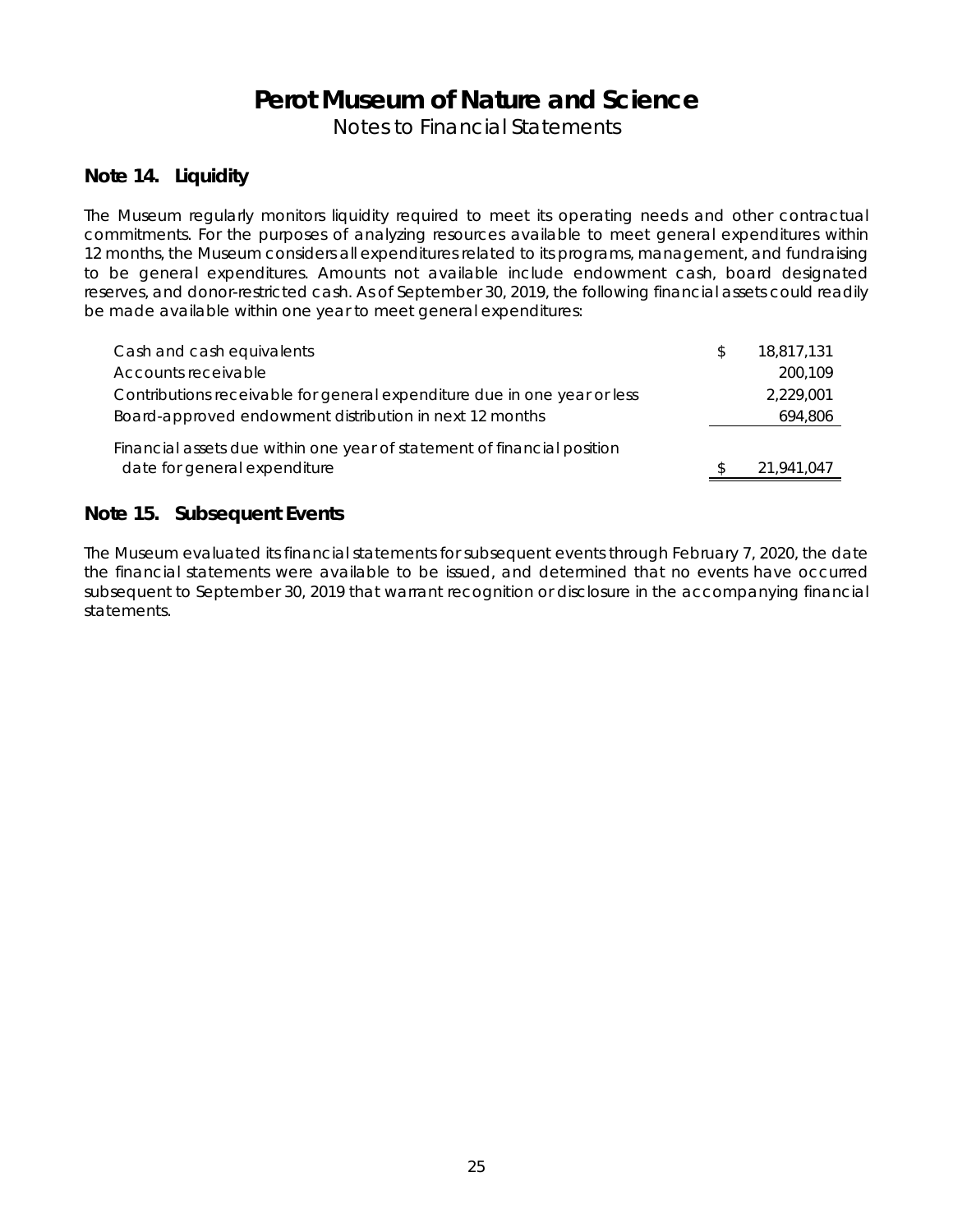# Perot Museum of Nature and Science

Notes to Financial Statements

## Note 14. Liquidity

The Museum regularly monitors liquidity required to meet its operating needs and other contractual commitments. For the purposes of analyzing resources available to meet general expenditures within 12 months, the Museum considers all expenditures related to its programs, management, and fundraising to be general expenditures. Amounts not available include endowment cash, board designated reserves, and donor-restricted cash. As of September 30, 2019, the following financial assets could readily be made available within one year to meet general expenditures:

| | |
|---|---|
| Cash and cash equivalents | $ 18,817,131 |
| Accounts receivable | 200,109 |
| Contributions receivable for general expenditure due in one year or less | 2,229,001 |
| Board-approved endowment distribution in next 12 months | 694,806 |
| Financial assets due within one year of statement of financial position date for general expenditure | $ 21,941,047 |

## Note 15. Subsequent Events

The Museum evaluated its financial statements for subsequent events through February 7, 2020, the date the financial statements were available to be issued, and determined that no events have occurred subsequent to September 30, 2019 that warrant recognition or disclosure in the accompanying financial statements.